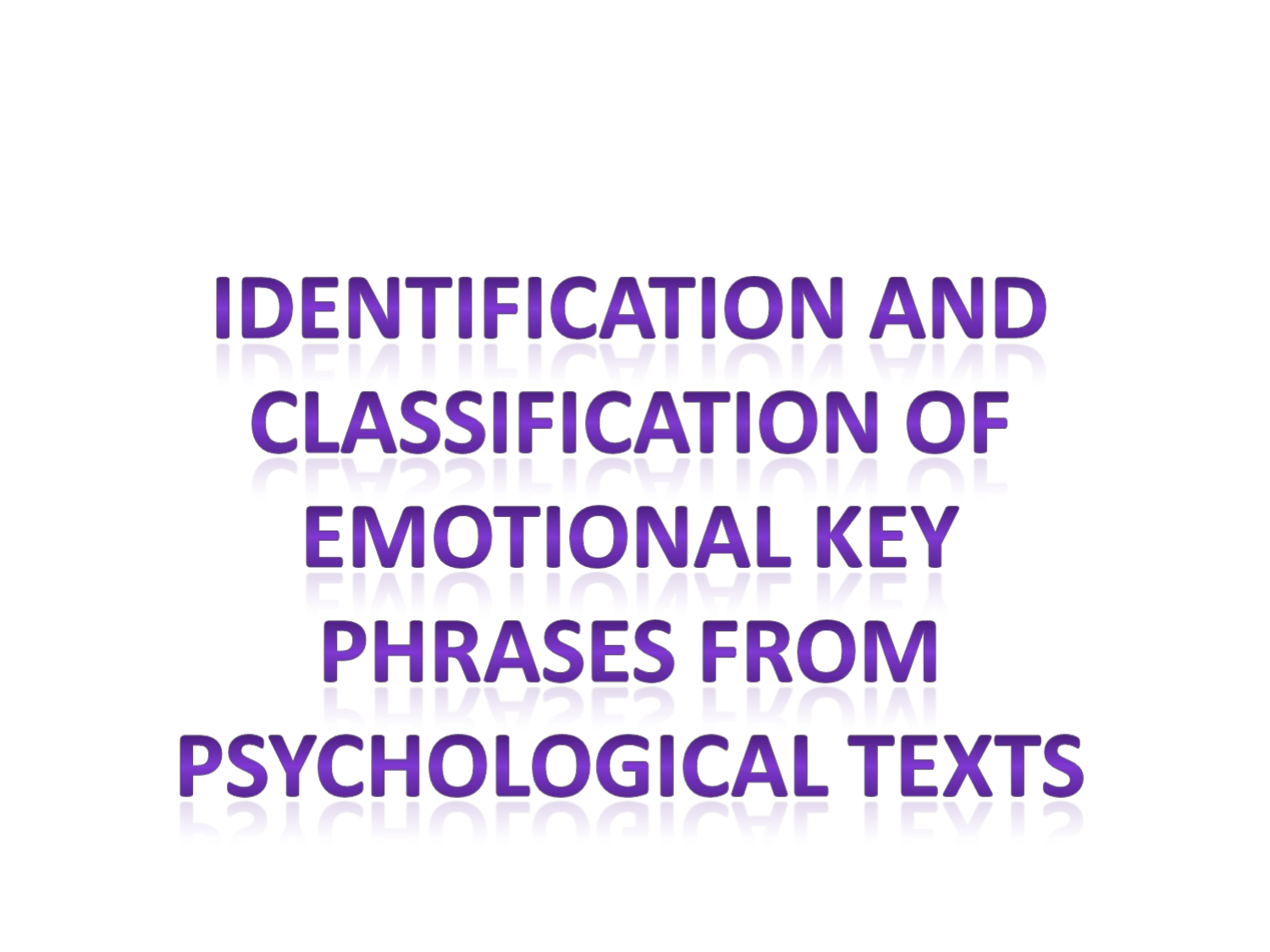# IDENTIFICATION AND CLASSIFICATION OF EMOTIONAL KEY PHRASES FROM PSYCHOLOGICAL TEXTS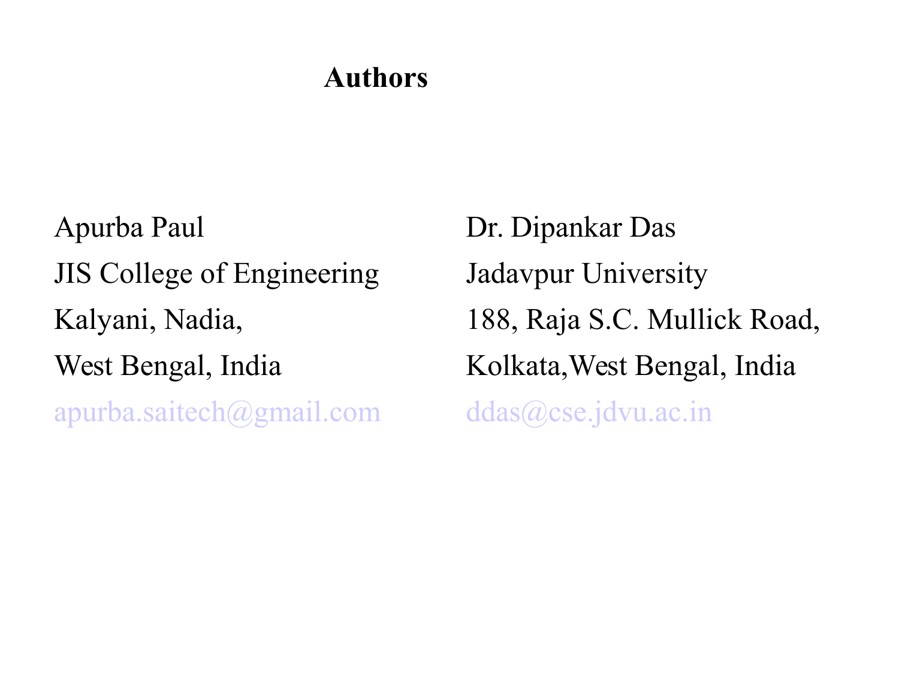## Authors

Apurba Paul
JIS College of Engineering
Kalyani, Nadia,
West Bengal, India
apurba.saitech@gmail.com

Dr. Dipankar Das
Jadavpur University
188, Raja S.C. Mullick Road,
Kolkata,West Bengal, India
ddas@cse.jdvu.ac.in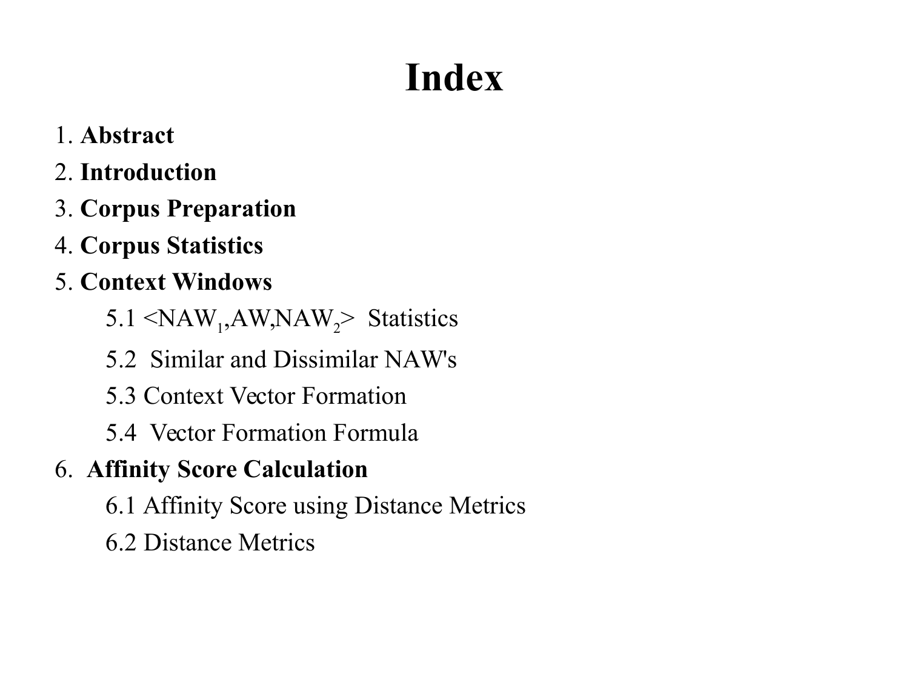# Index

1. **Abstract**
2. **Introduction**
3. **Corpus Preparation**
4. **Corpus Statistics**
5. **Context Windows**
    - 5.1 $<NAW_1,AW,NAW_2>$ Statistics
    - 5.2 Similar and Dissimilar NAW's
    - 5.3 Context Vector Formation
    - 5.4 Vector Formation Formula
6. **Affinity Score Calculation**
    - 6.1 Affinity Score using Distance Metrics
    - 6.2 Distance Metrics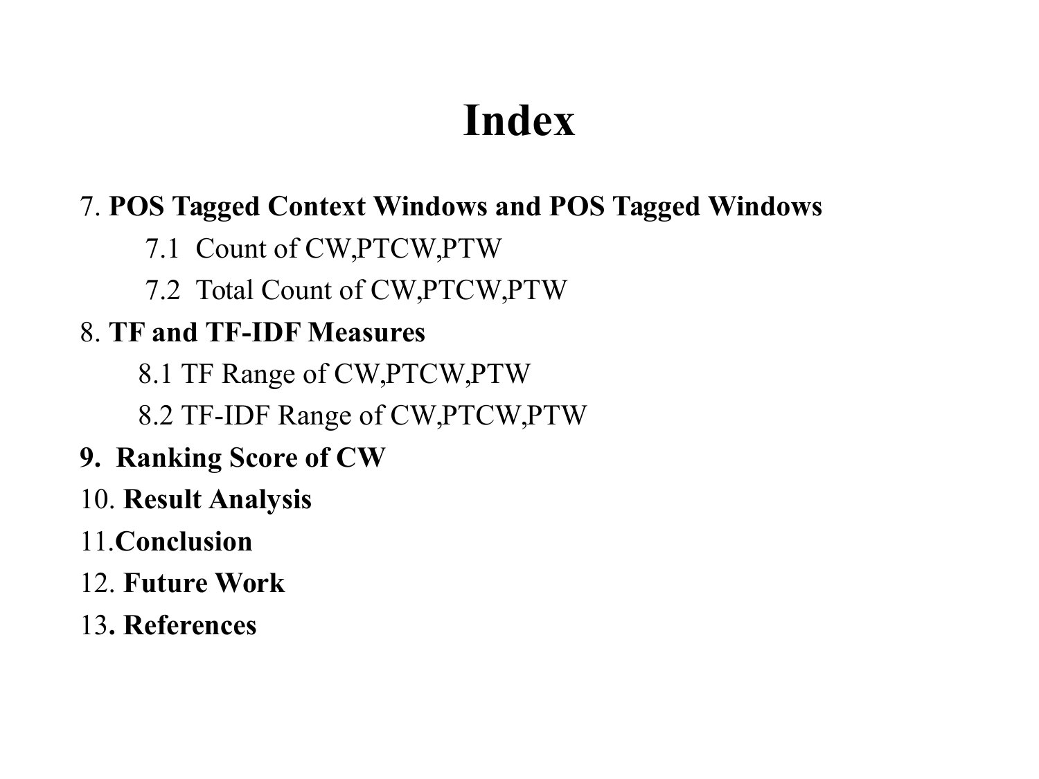# Index

7. **POS Tagged Context Windows and POS Tagged Windows**
   - 7.1 Count of CW,PTCW,PTW
   - 7.2 Total Count of CW,PTCW,PTW
8. **TF and TF-IDF Measures**
   - 8.1 TF Range of CW,PTCW,PTW
   - 8.2 TF-IDF Range of CW,PTCW,PTW
9. **Ranking Score of CW**
10. **Result Analysis**
11. **Conclusion**
12. **Future Work**
13. **References**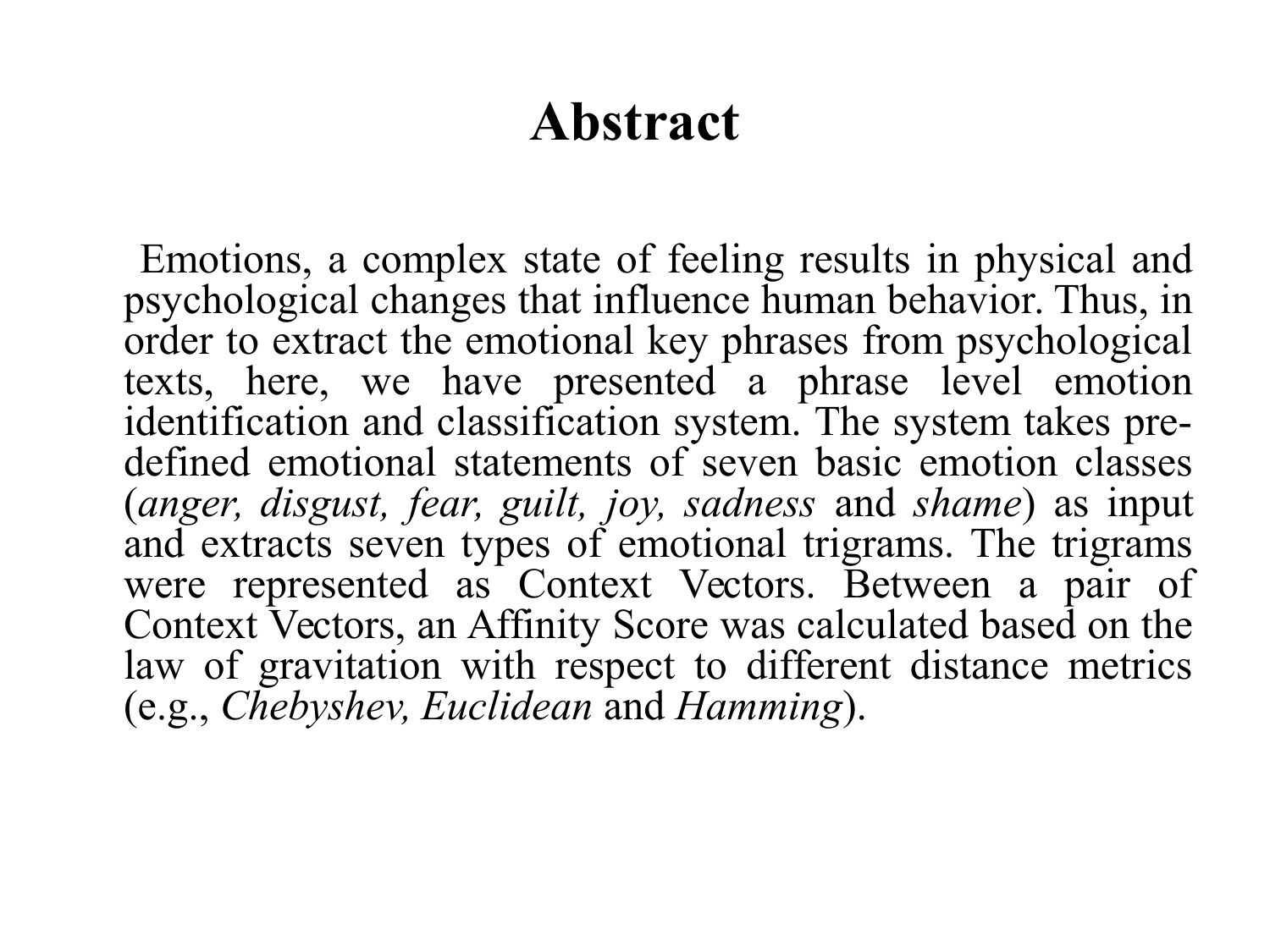# Abstract

Emotions, a complex state of feeling results in physical and psychological changes that influence human behavior. Thus, in order to extract the emotional key phrases from psychological texts, here, we have presented a phrase level emotion identification and classification system. The system takes pre-defined emotional statements of seven basic emotion classes (*anger, disgust, fear, guilt, joy, sadness* and *shame*) as input and extracts seven types of emotional trigrams. The trigrams were represented as Context Vectors. Between a pair of Context Vectors, an Affinity Score was calculated based on the law of gravitation with respect to different distance metrics (e.g., *Chebyshev, Euclidean* and *Hamming*).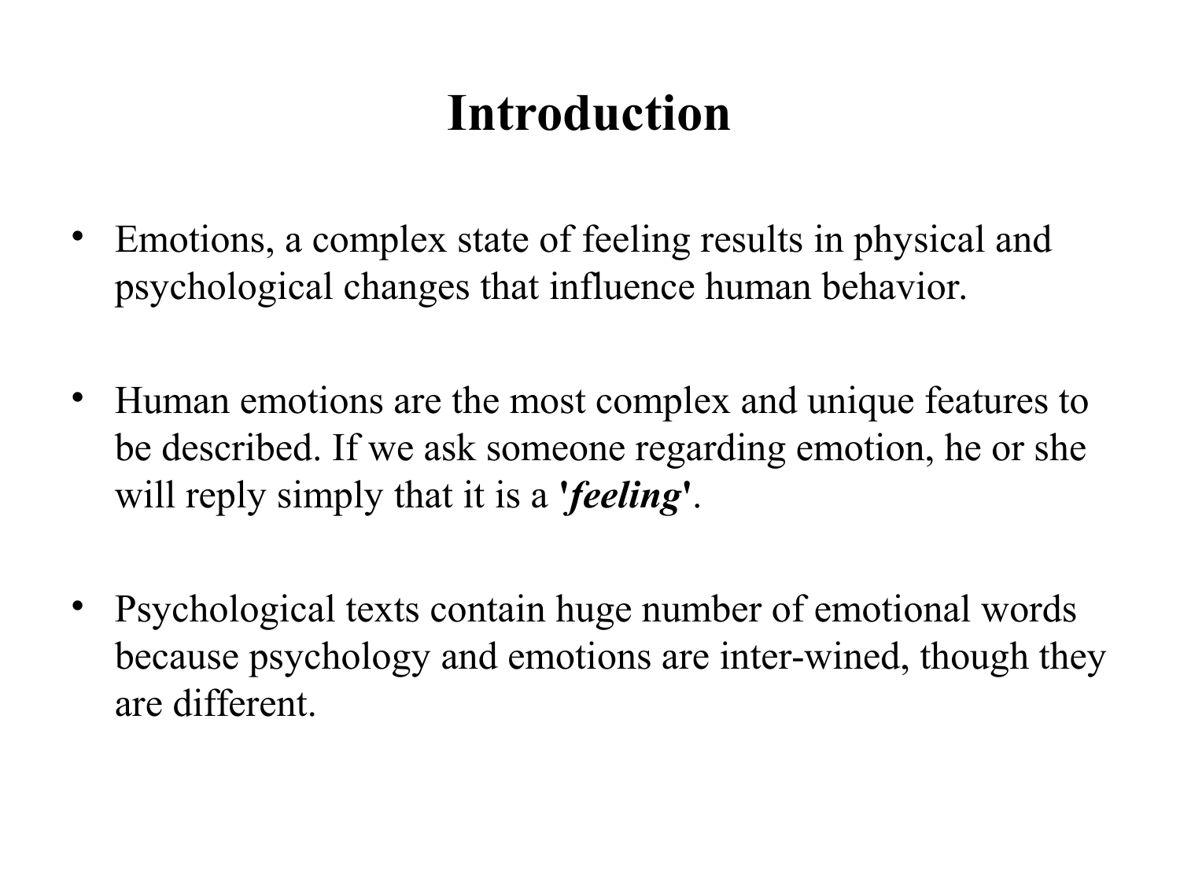# Introduction

- Emotions, a complex state of feeling results in physical and psychological changes that influence human behavior.

- Human emotions are the most complex and unique features to be described. If we ask someone regarding emotion, he or she will reply simply that it is a ***'feeling'***.

- Psychological texts contain huge number of emotional words because psychology and emotions are inter-wined, though they are different.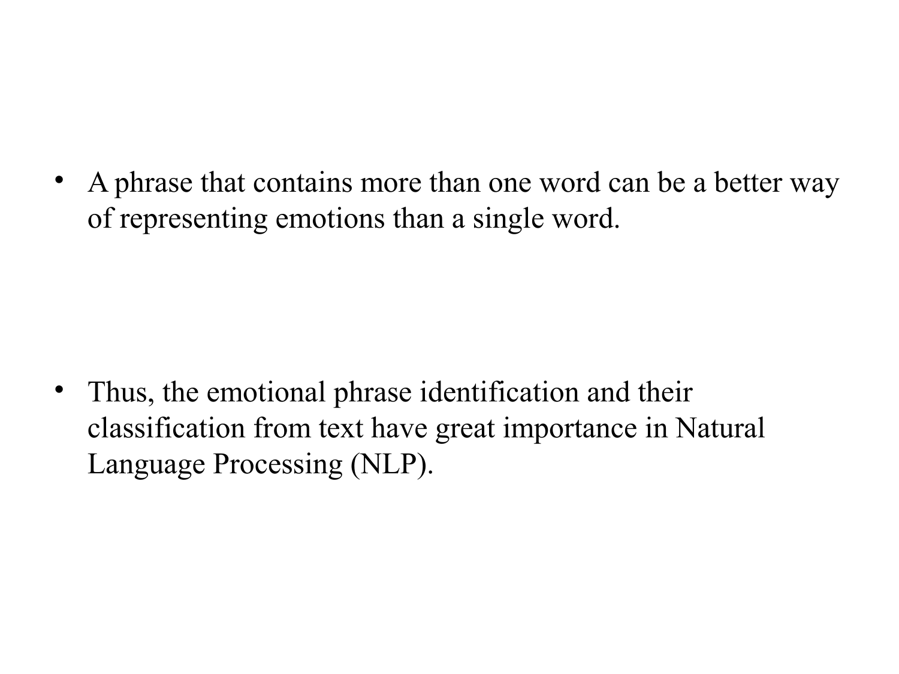- A phrase that contains more than one word can be a better way of representing emotions than a single word.

- Thus, the emotional phrase identification and their classification from text have great importance in Natural Language Processing (NLP).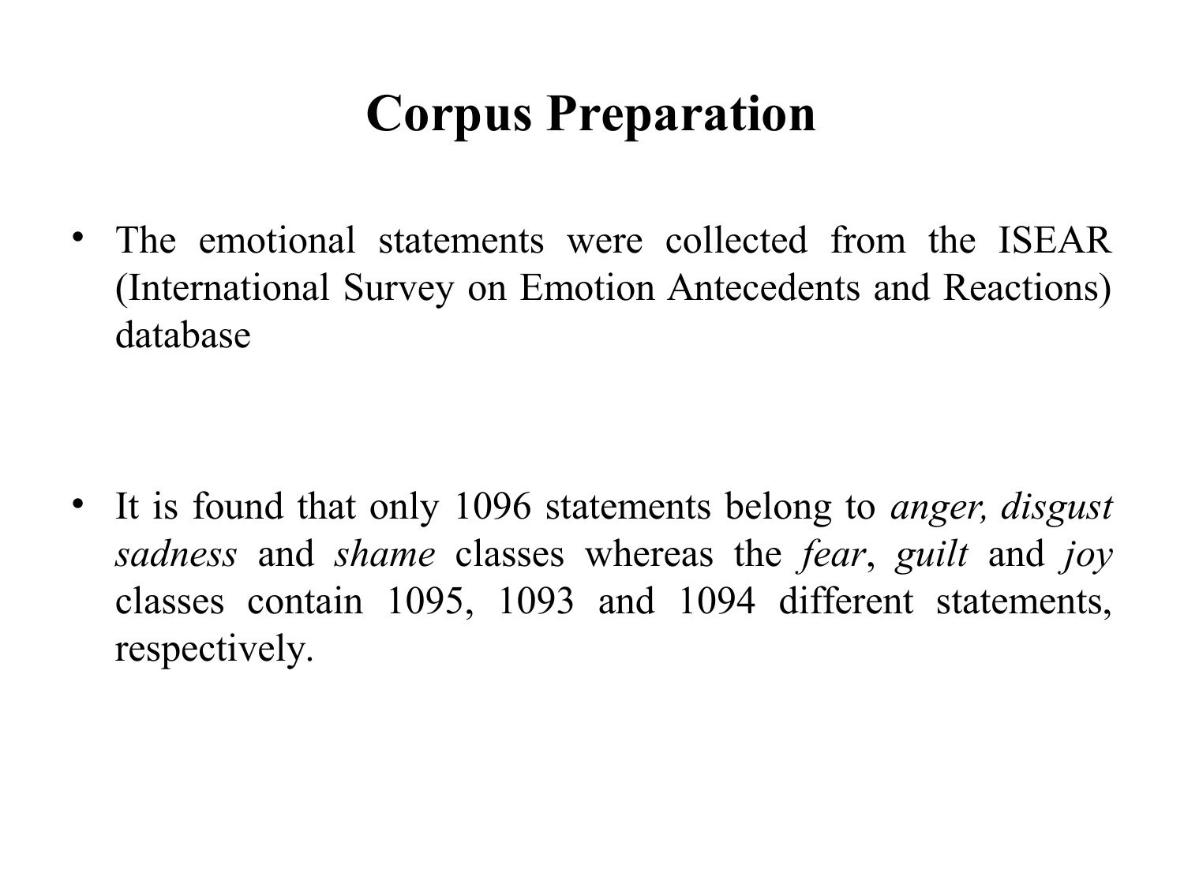# Corpus Preparation

- The emotional statements were collected from the ISEAR (International Survey on Emotion Antecedents and Reactions) database

- It is found that only 1096 statements belong to *anger, disgust sadness* and *shame* classes whereas the *fear*, *guilt* and *joy* classes contain 1095, 1093 and 1094 different statements, respectively.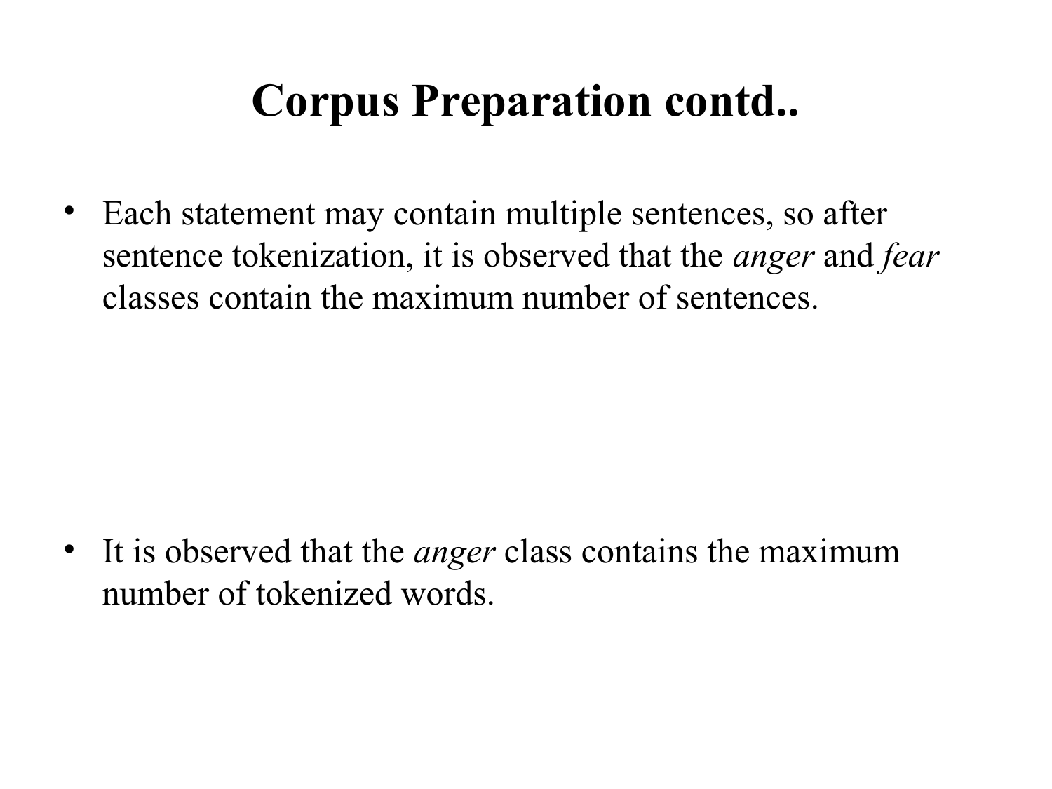# Corpus Preparation contd..

- Each statement may contain multiple sentences, so after sentence tokenization, it is observed that the *anger* and *fear* classes contain the maximum number of sentences.

- It is observed that the *anger* class contains the maximum number of tokenized words.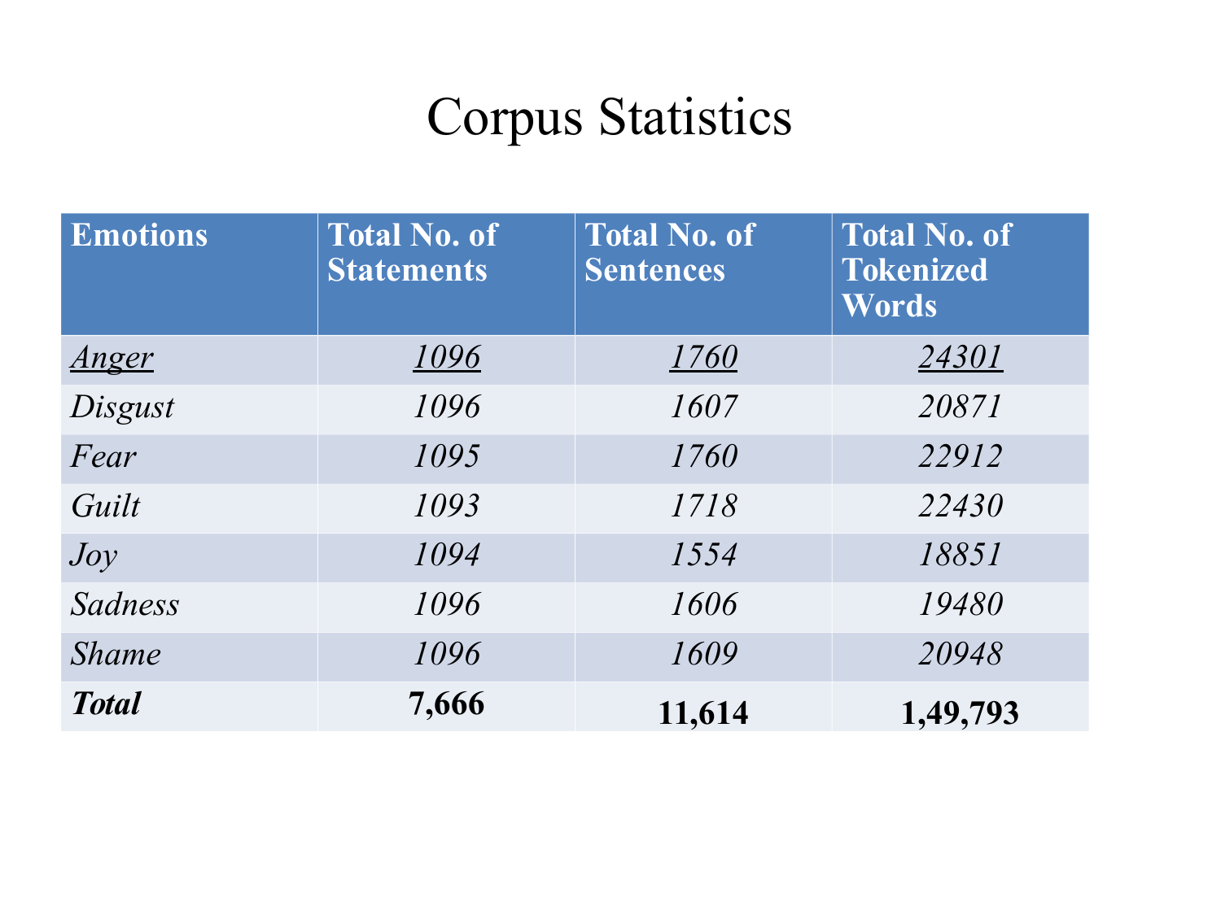# Corpus Statistics

| Emotions | Total No. of Statements | Total No. of Sentences | Total No. of Tokenized Words |
|---|---|---|---|
| *Anger* | *1096* | *1760* | *24301* |
| *Disgust* | *1096* | *1607* | *20871* |
| *Fear* | *1095* | *1760* | *22912* |
| *Guilt* | *1093* | *1718* | *22430* |
| *Joy* | *1094* | *1554* | *18851* |
| *Sadness* | *1096* | *1606* | *19480* |
| *Shame* | *1096* | *1609* | *20948* |
| ***Total*** | **7,666** | **11,614** | **1,49,793** |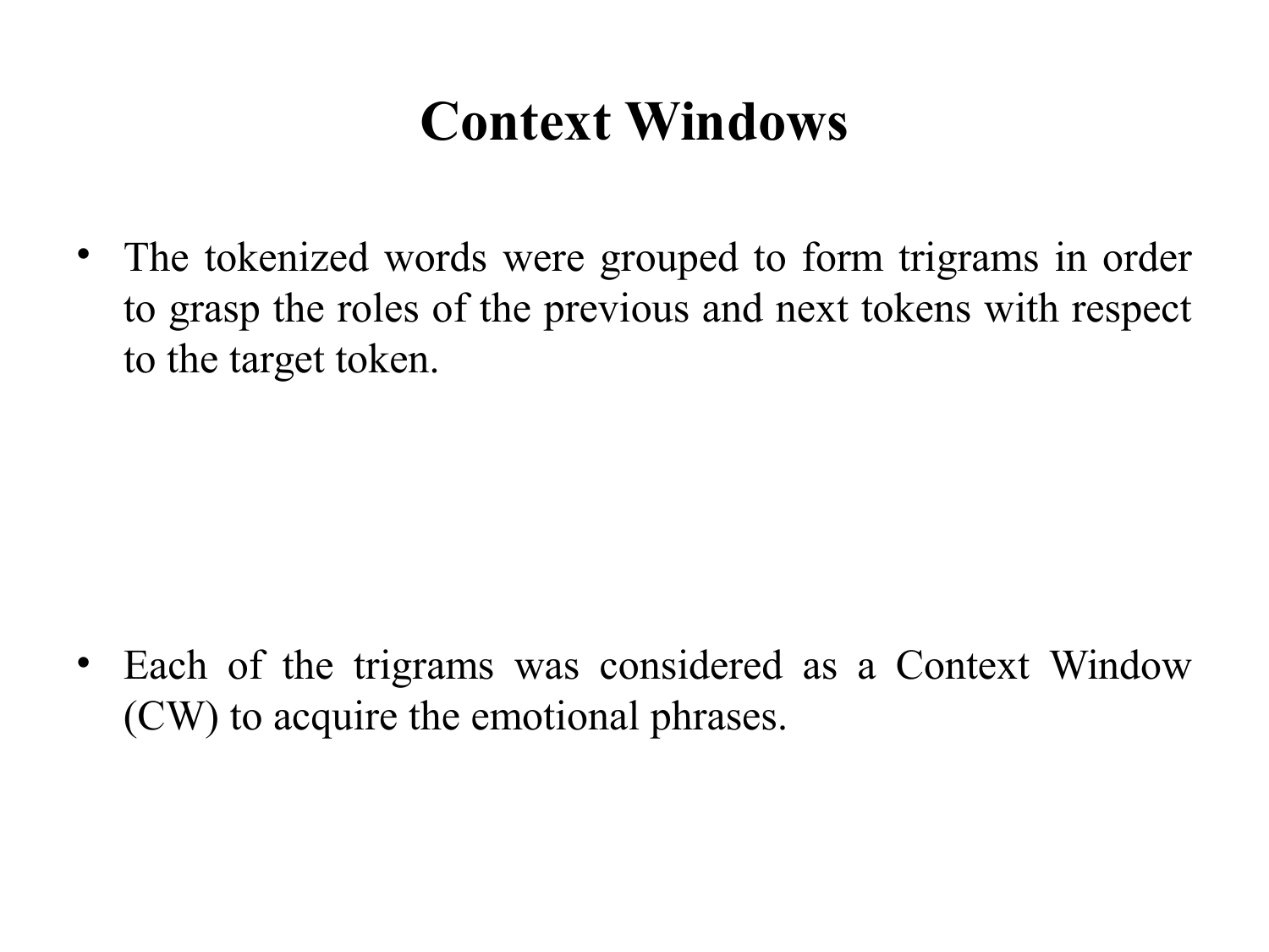# Context Windows

- The tokenized words were grouped to form trigrams in order to grasp the roles of the previous and next tokens with respect to the target token.

- Each of the trigrams was considered as a Context Window (CW) to acquire the emotional phrases.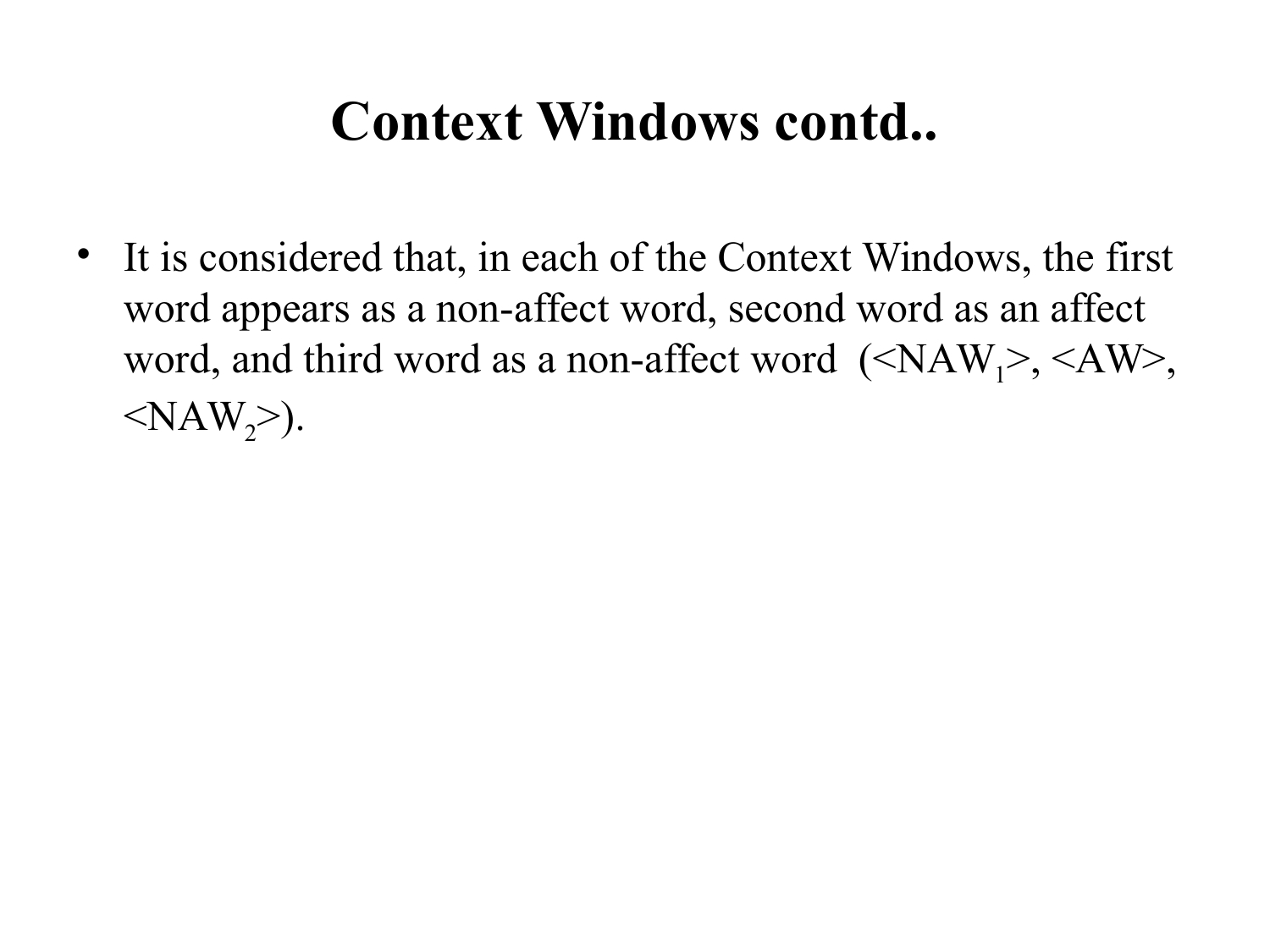# Context Windows contd..

- It is considered that, in each of the Context Windows, the first word appears as a non-affect word, second word as an affect word, and third word as a non-affect word (<$NAW_1$>, <AW>, <$NAW_2$>).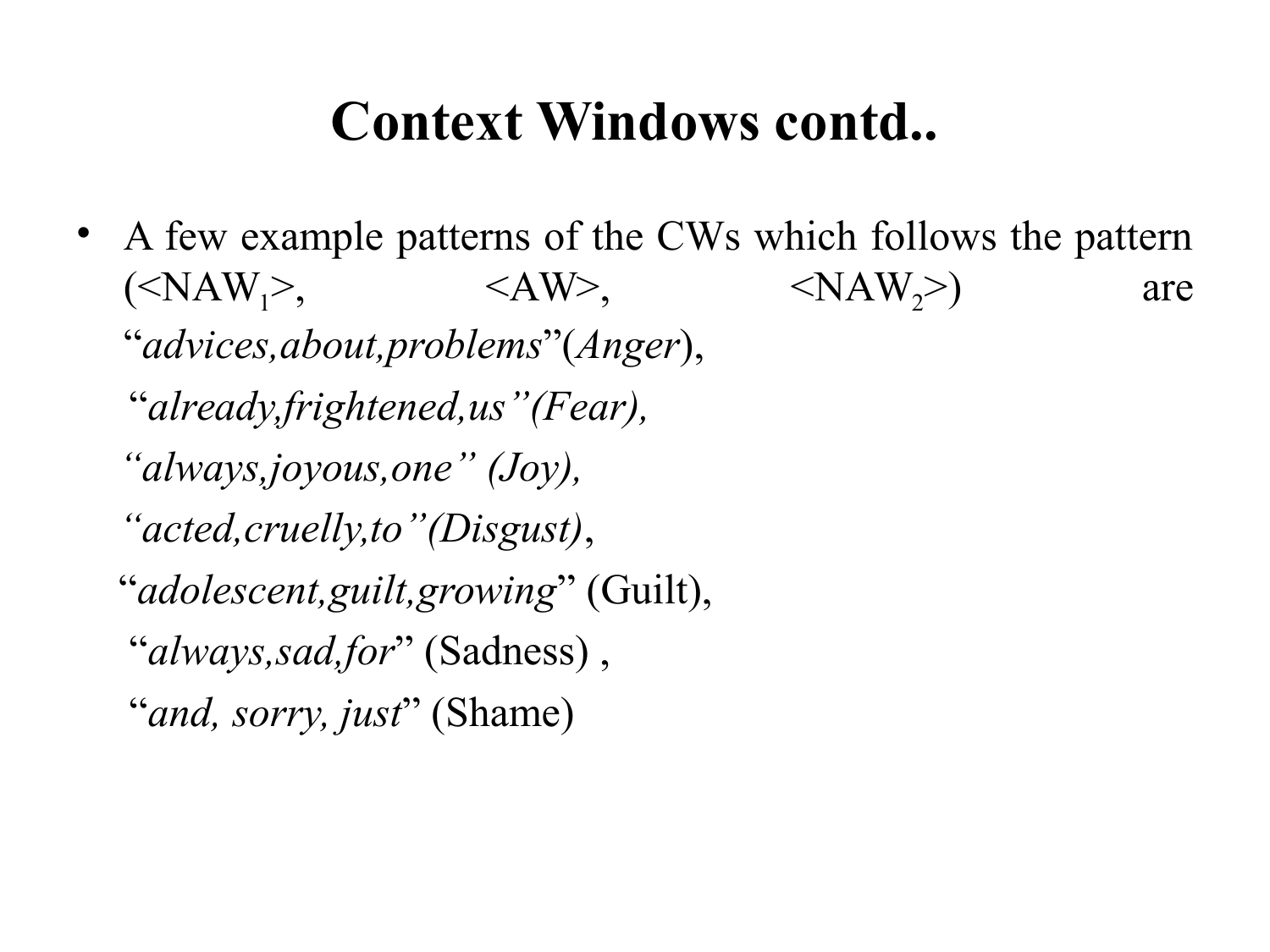# Context Windows contd..

- A few example patterns of the CWs which follows the pattern (<$NAW_1$>, <AW>, <$NAW_2$>) are "*advices,about,problems*"(*Anger*),

  *"already,frightened,us"(Fear),*

  *"always,joyous,one" (Joy),*

  *"acted,cruelly,to"(Disgust)*,

  "*adolescent,guilt,growing*" (Guilt),

  "*always,sad,for*" (Sadness) ,

  "*and, sorry, just*" (Shame)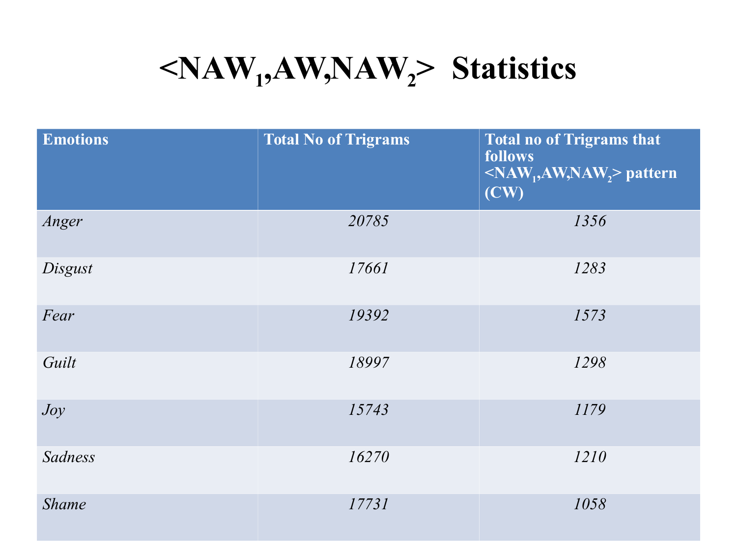# $<NAW_1,AW,NAW_2>$ Statistics

| Emotions | Total No of Trigrams | Total no of Trigrams that follows $<NAW_1,AW,NAW_2>$ pattern (CW) |
|---|---|---|
| *Anger* | *20785* | *1356* |
| *Disgust* | *17661* | *1283* |
| *Fear* | *19392* | *1573* |
| *Guilt* | *18997* | *1298* |
| *Joy* | *15743* | *1179* |
| *Sadness* | *16270* | *1210* |
| *Shame* | *17731* | *1058* |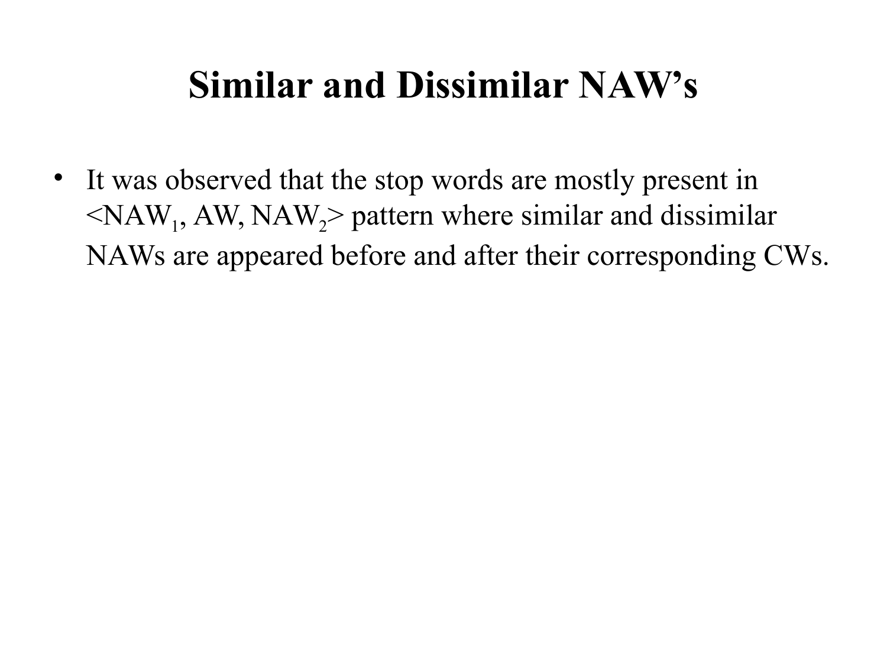# Similar and Dissimilar NAW's

- It was observed that the stop words are mostly present in $<NAW_1, AW, NAW_2>$ pattern where similar and dissimilar NAWs are appeared before and after their corresponding CWs.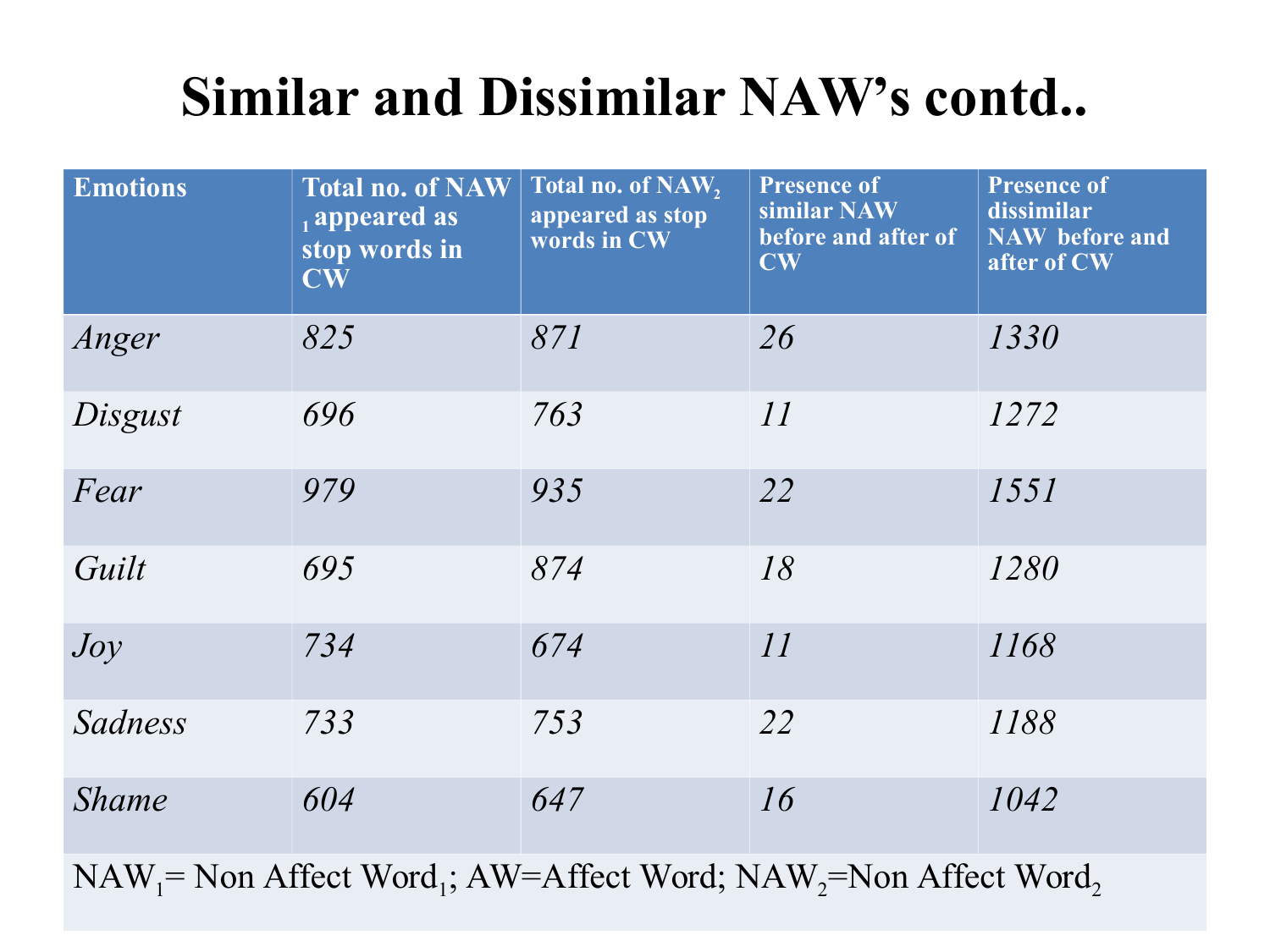# Similar and Dissimilar NAW's contd..

| Emotions | Total no. of $NAW_1$ appeared as stop words in CW | Total no. of $NAW_2$ appeared as stop words in CW | Presence of similar NAW before and after of CW | Presence of dissimilar NAW before and after of CW |
|---|---|---|---|---|
| *Anger* | *825* | *871* | *26* | *1330* |
| *Disgust* | *696* | *763* | *11* | *1272* |
| *Fear* | *979* | *935* | *22* | *1551* |
| *Guilt* | *695* | *874* | *18* | *1280* |
| *Joy* | *734* | *674* | *11* | *1168* |
| *Sadness* | *733* | *753* | *22* | *1188* |
| *Shame* | *604* | *647* | *16* | *1042* |

$NAW_1$= Non Affect $Word_1$; AW=Affect Word; $NAW_2$=Non Affect $Word_2$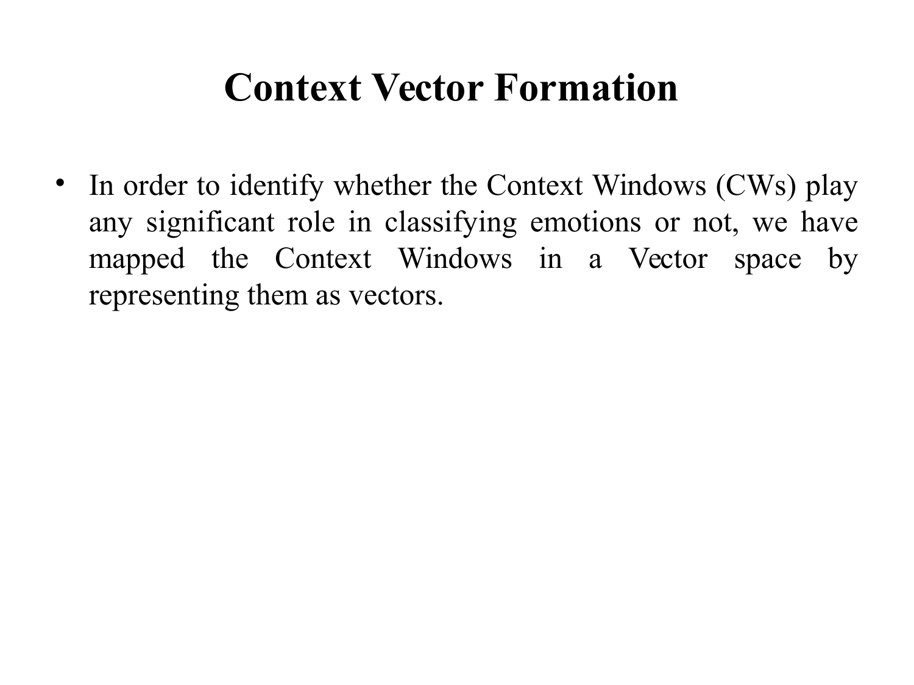# Context Vector Formation

- In order to identify whether the Context Windows (CWs) play any significant role in classifying emotions or not, we have mapped the Context Windows in a Vector space by representing them as vectors.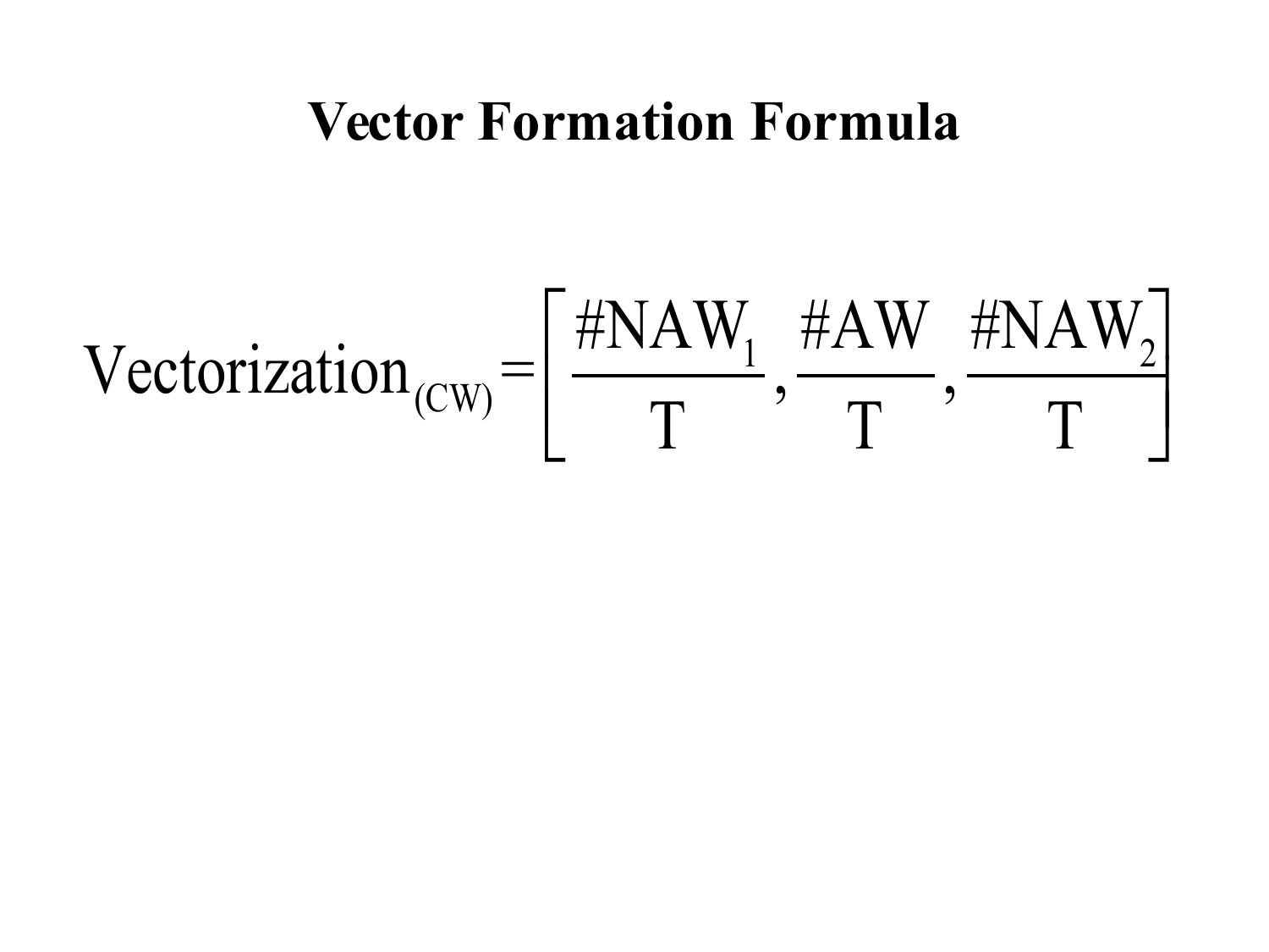# Vector Formation Formula

$$\text{Vectorization}_{(\text{CW})} = \left[ \frac{\#\text{NAW}_1}{\text{T}}, \frac{\#\text{AW}}{\text{T}}, \frac{\#\text{NAW}_2}{\text{T}} \right]$$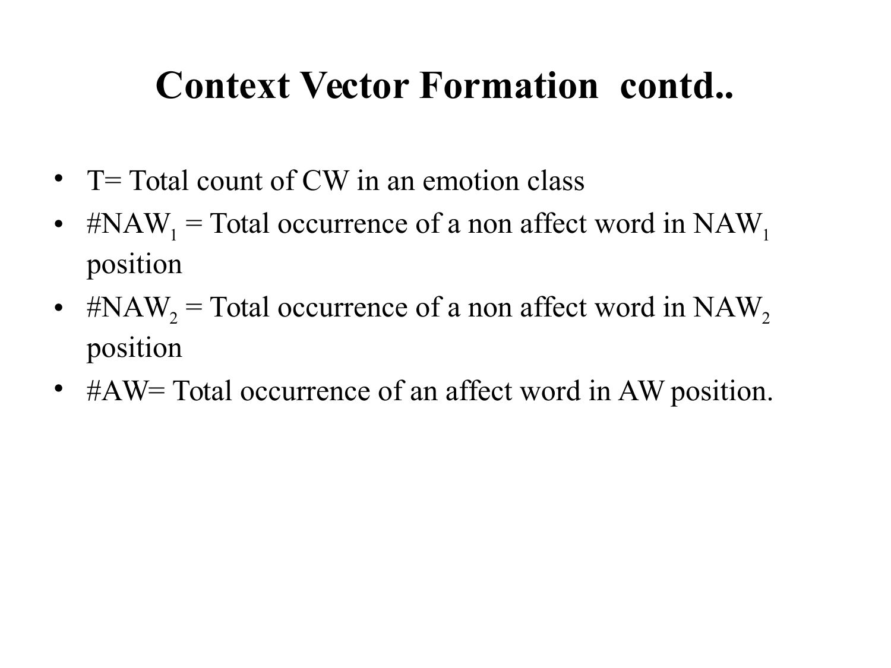# Context Vector Formation contd..

- T= Total count of CW in an emotion class
- $\#NAW_1$ = Total occurrence of a non affect word in $NAW_1$ position
- $\#NAW_2$ = Total occurrence of a non affect word in $NAW_2$ position
- #AW= Total occurrence of an affect word in AW position.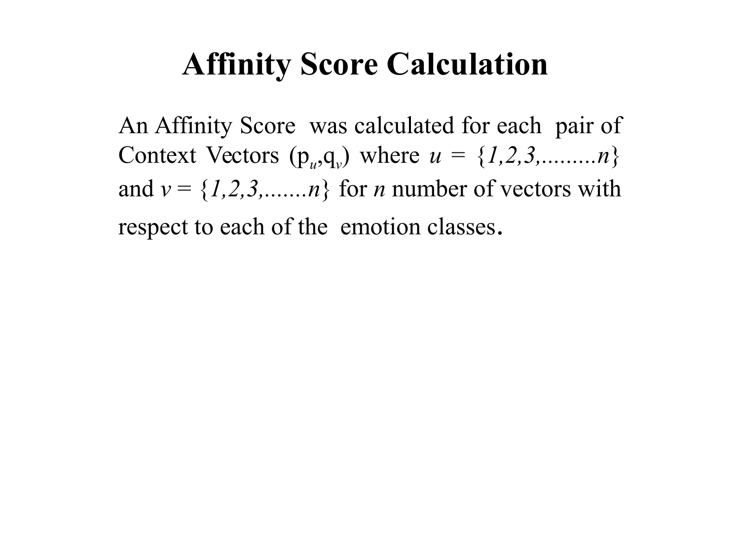# Affinity Score Calculation

An Affinity Score was calculated for each pair of Context Vectors ($p_u$,$q_v$) where $u = \{1,2,3,.........n\}$ and $v = \{1,2,3,.......n\}$ for $n$ number of vectors with respect to each of the emotion classes.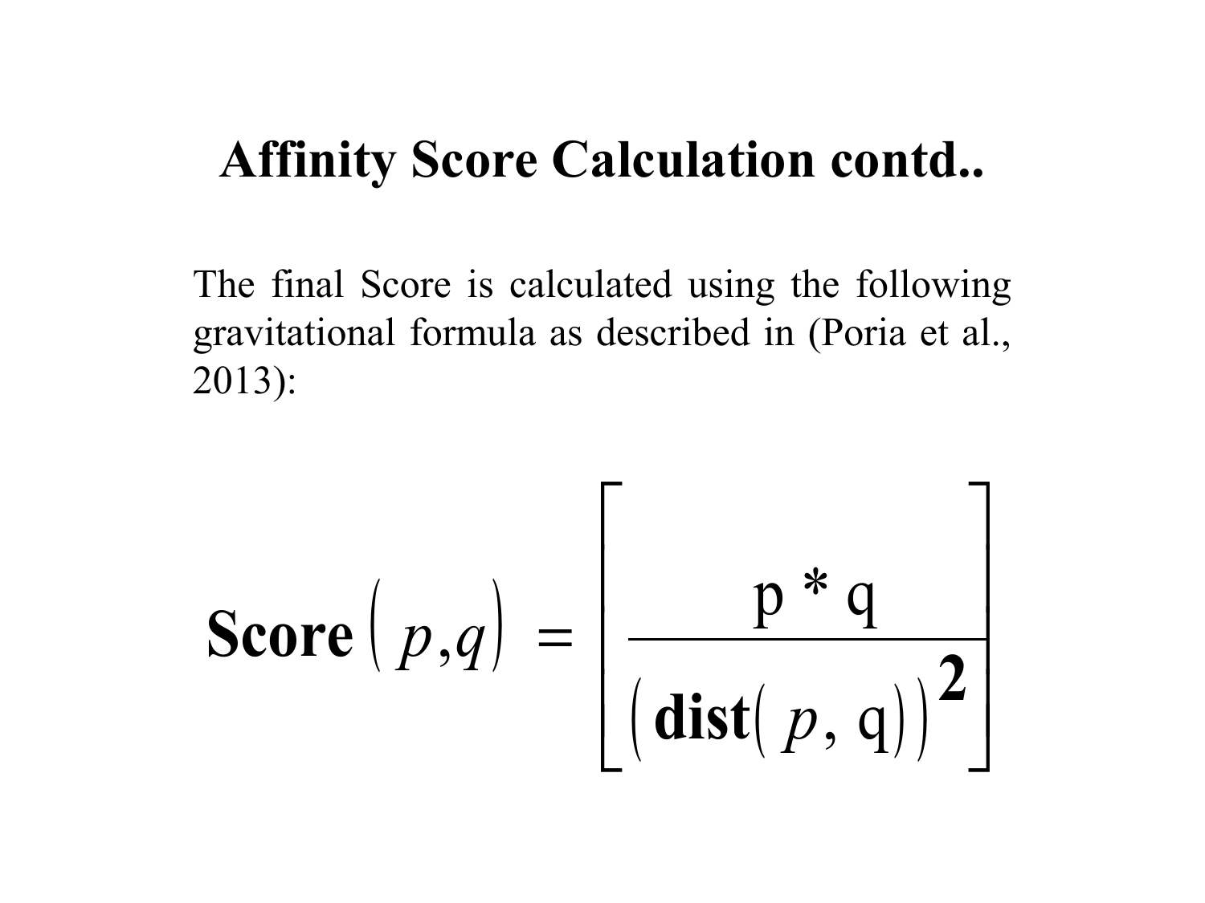# Affinity Score Calculation contd..

The final Score is calculated using the following gravitational formula as described in (Poria et al., 2013):

$$\textbf{Score}\left( p,q \right) = \left[ \frac{\mathrm{p} * \mathrm{q}}{\left( \textbf{dist}\left( p, \mathrm{q} \right) \right)^{\mathbf{2}}} \right]$$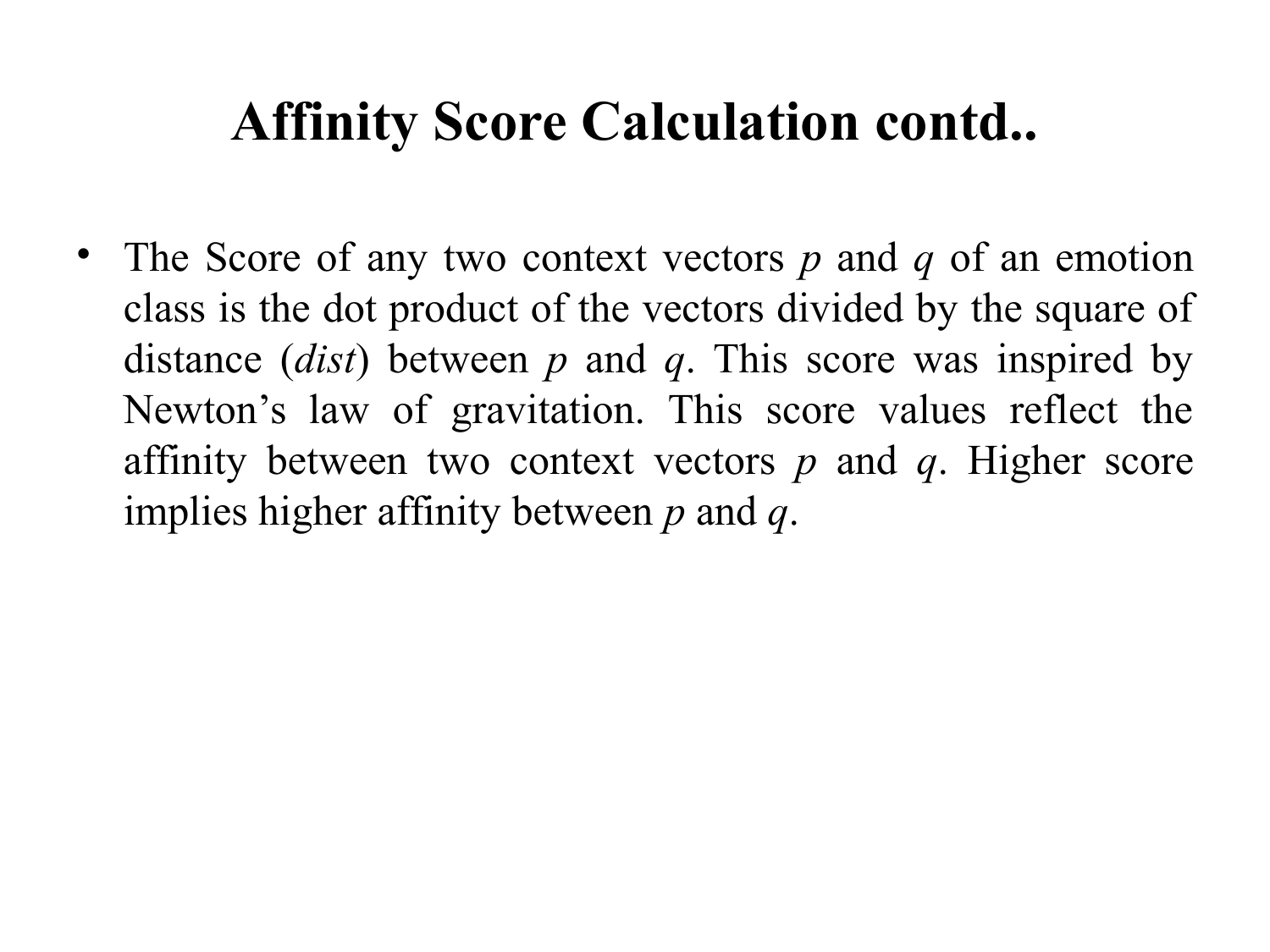# Affinity Score Calculation contd..

- The Score of any two context vectors $p$ and $q$ of an emotion class is the dot product of the vectors divided by the square of distance (*dist*) between $p$ and $q$. This score was inspired by Newton's law of gravitation. This score values reflect the affinity between two context vectors $p$ and $q$. Higher score implies higher affinity between $p$ and $q$.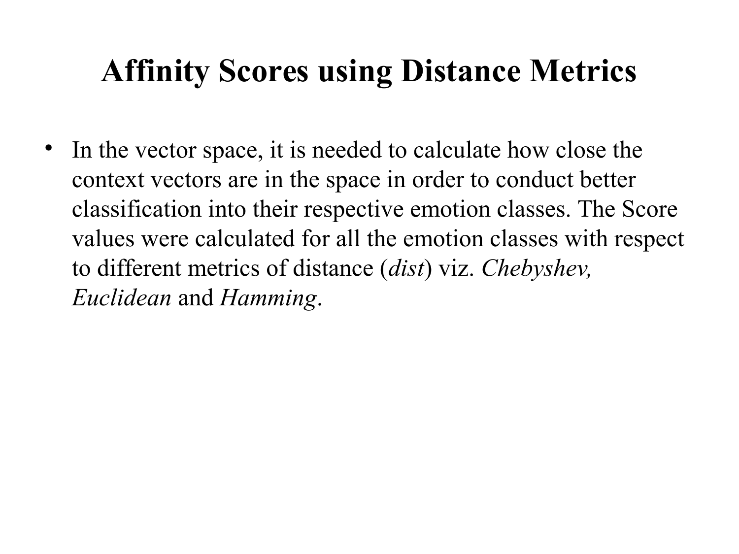# Affinity Scores using Distance Metrics

- In the vector space, it is needed to calculate how close the context vectors are in the space in order to conduct better classification into their respective emotion classes. The Score values were calculated for all the emotion classes with respect to different metrics of distance (*dist*) viz. *Chebyshev, Euclidean* and *Hamming*.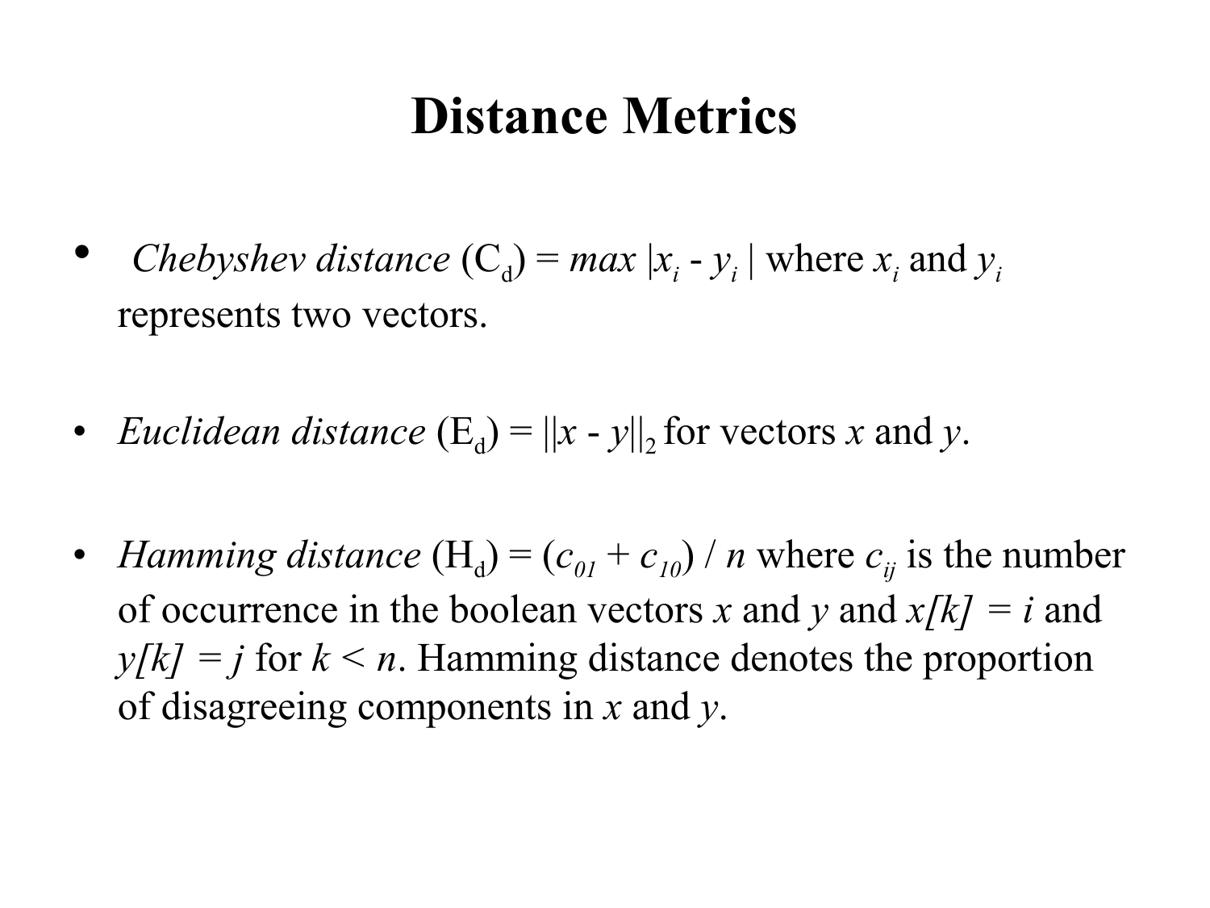# Distance Metrics

- *Chebyshev distance* ($C_d$) = $max\ |x_i - y_i\ |$ where $x_i$ and $y_i$ represents two vectors.

- *Euclidean distance* ($E_d$) = $||x - y||_2$ for vectors $x$ and $y$.

- *Hamming distance* ($H_d$) = $(c_{01} + c_{10}) / n$ where $c_{ij}$ is the number of occurrence in the boolean vectors $x$ and $y$ and $x[k] = i$ and $y[k] = j$ for $k < n$. Hamming distance denotes the proportion of disagreeing components in $x$ and $y$.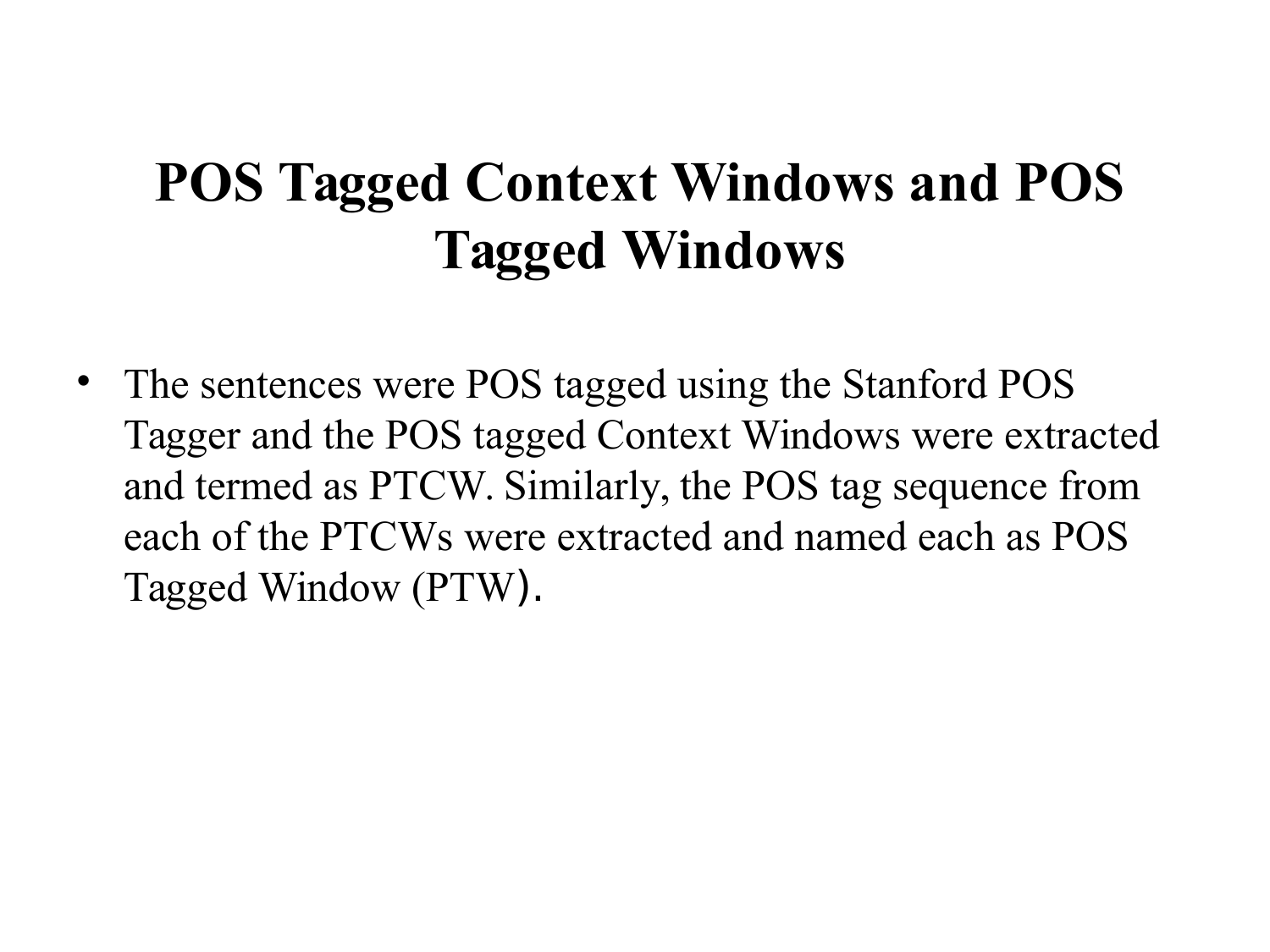# POS Tagged Context Windows and POS Tagged Windows

- The sentences were POS tagged using the Stanford POS Tagger and the POS tagged Context Windows were extracted and termed as PTCW. Similarly, the POS tag sequence from each of the PTCWs were extracted and named each as POS Tagged Window (PTW).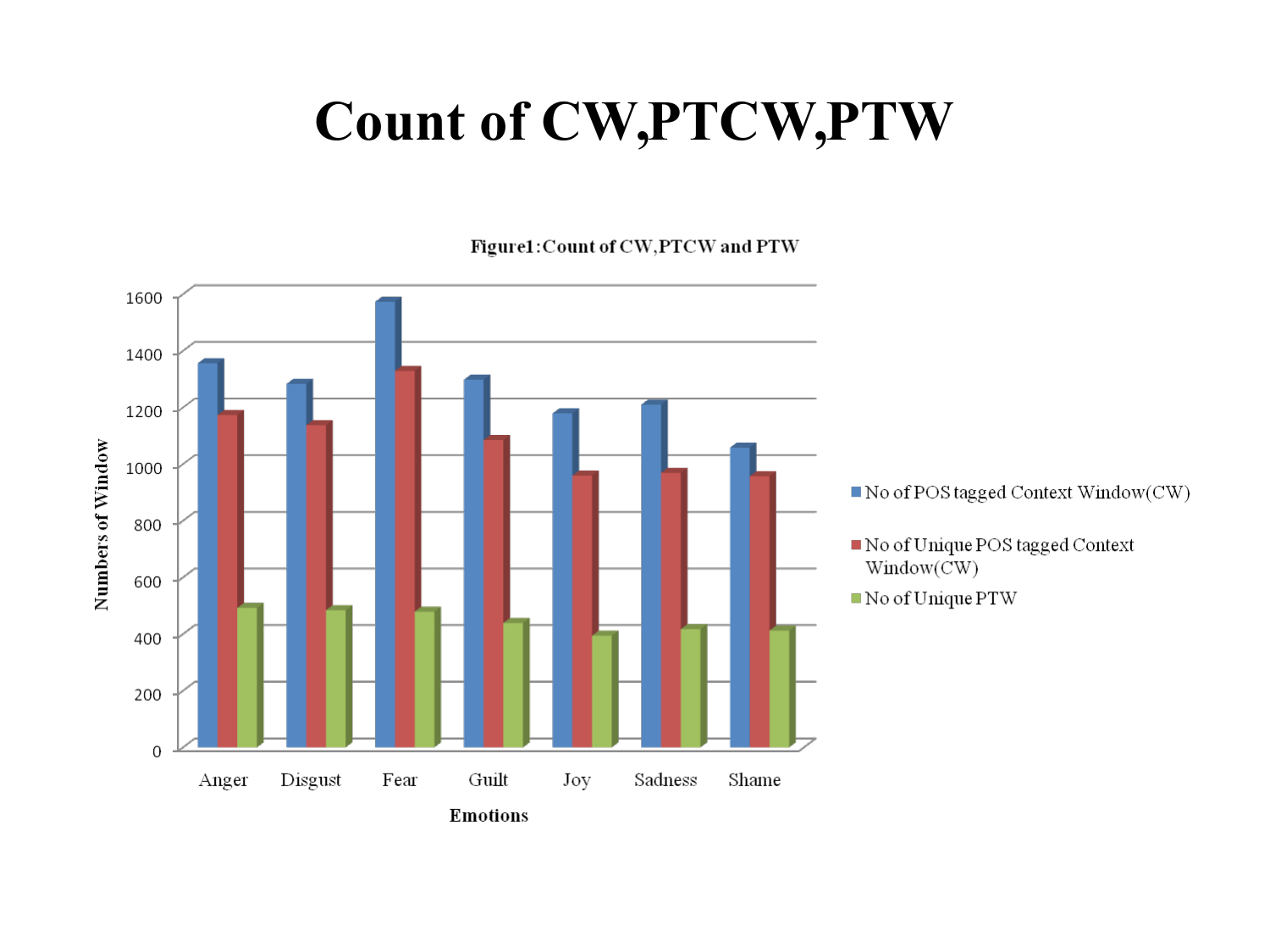# Count of CW,PTCW,PTW

**Figure1:Count of CW,PTCW and PTW**

| Emotions | No of POS tagged Context Window(CW) | No of Unique POS tagged Context Window(CW) | No of Unique PTW |
|---|---|---|---|
| Anger | ~1360 | ~1175 | ~495 |
| Disgust | ~1285 | ~1140 | ~485 |
| Fear | ~1575 | ~1330 | ~480 |
| Guilt | ~1300 | ~1090 | ~440 |
| Joy | ~1180 | ~965 | ~395 |
| Sadness | ~1215 | ~970 | ~420 |
| Shame | ~1060 | ~960 | ~415 |

Y-axis: Numbers of Window (0–1600); X-axis: Emotions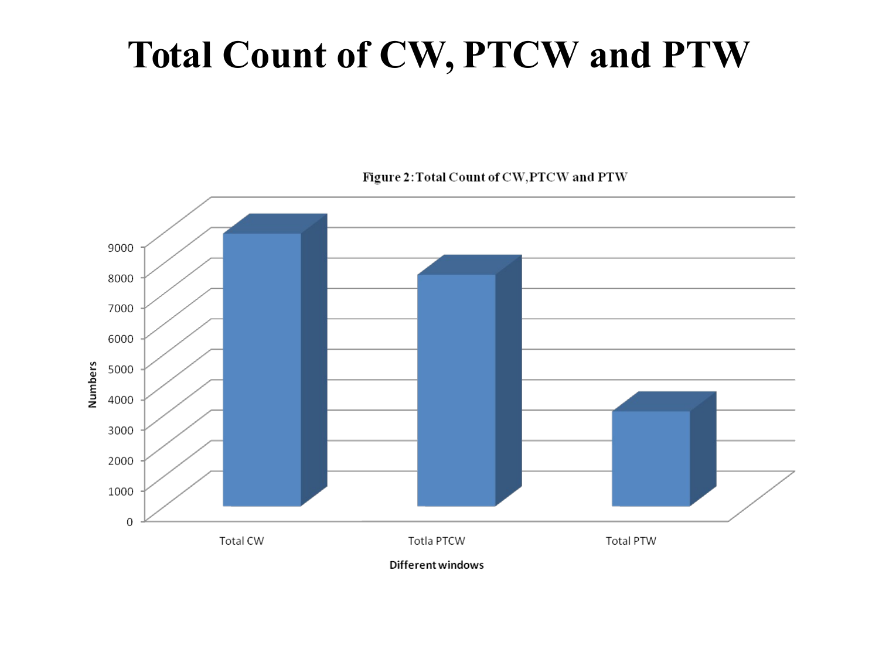# Total Count of CW, PTCW and PTW

Figure 2:Total Count of CW,PTCW and PTW

Numbers

0, 1000, 2000, 3000, 4000, 5000, 6000, 7000, 8000, 9000

Total CW | Totla PTCW | Total PTW

Different windows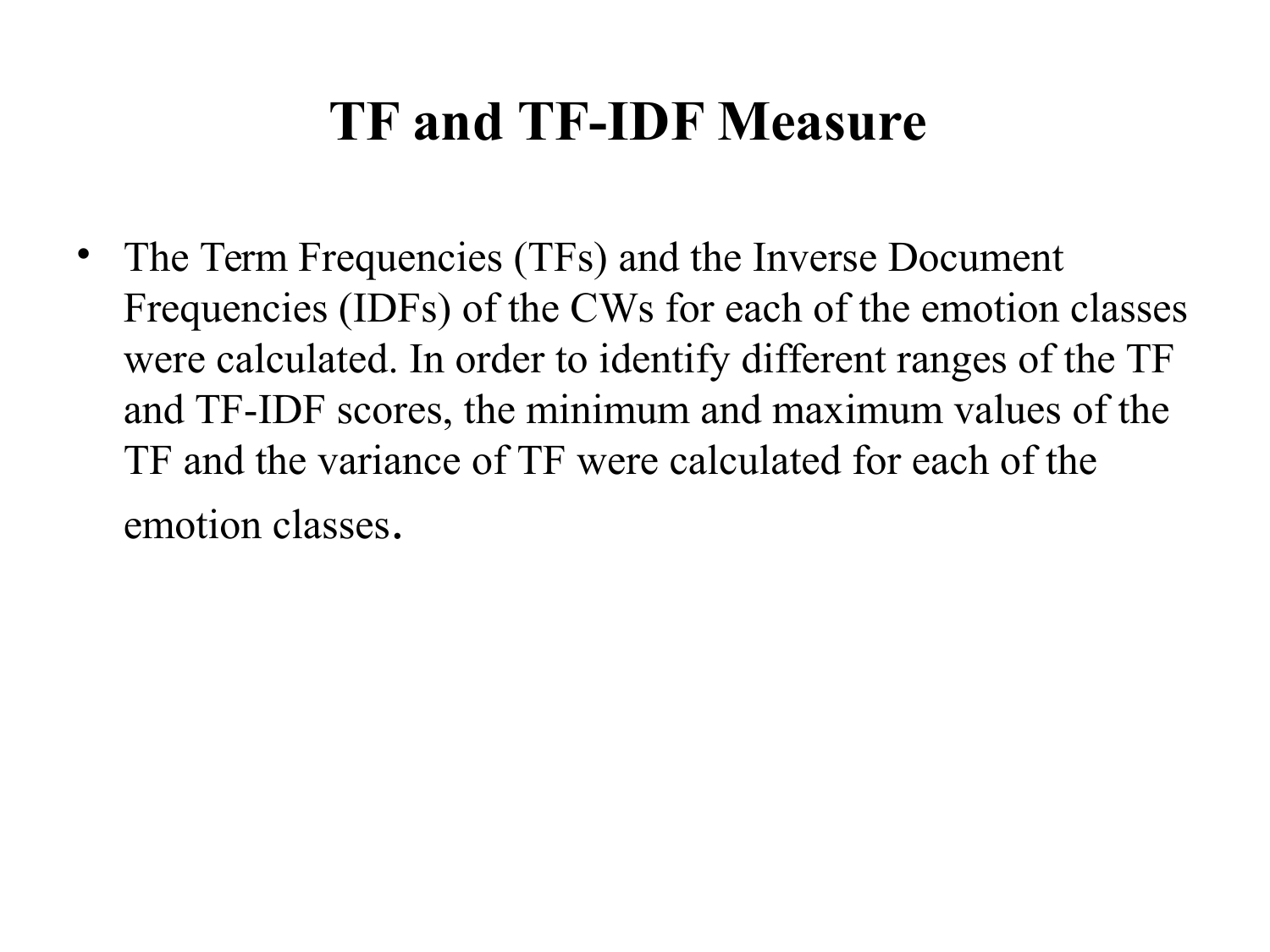# TF and TF-IDF Measure

- The Term Frequencies (TFs) and the Inverse Document Frequencies (IDFs) of the CWs for each of the emotion classes were calculated. In order to identify different ranges of the TF and TF-IDF scores, the minimum and maximum values of the TF and the variance of TF were calculated for each of the emotion classes.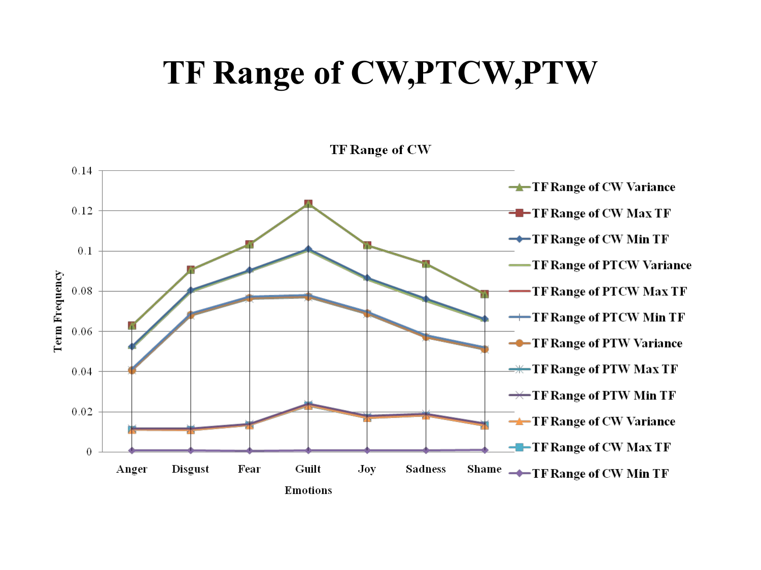# TF Range of CW,PTCW,PTW

**TF Range of CW**

Term Frequency

0.14
0.12
0.1
0.08
0.06
0.04
0.02
0

Anger | Disgust | Fear | Guilt | Joy | Sadness | Shame

Emotions

- TF Range of CW Variance
- TF Range of CW Max TF
- TF Range of CW Min TF
- TF Range of PTCW Variance
- TF Range of PTCW Max TF
- TF Range of PTCW Min TF
- TF Range of PTW Variance
- TF Range of PTW Max TF
- TF Range of PTW Min TF
- TF Range of CW Variance
- TF Range of CW Max TF
- TF Range of CW Min TF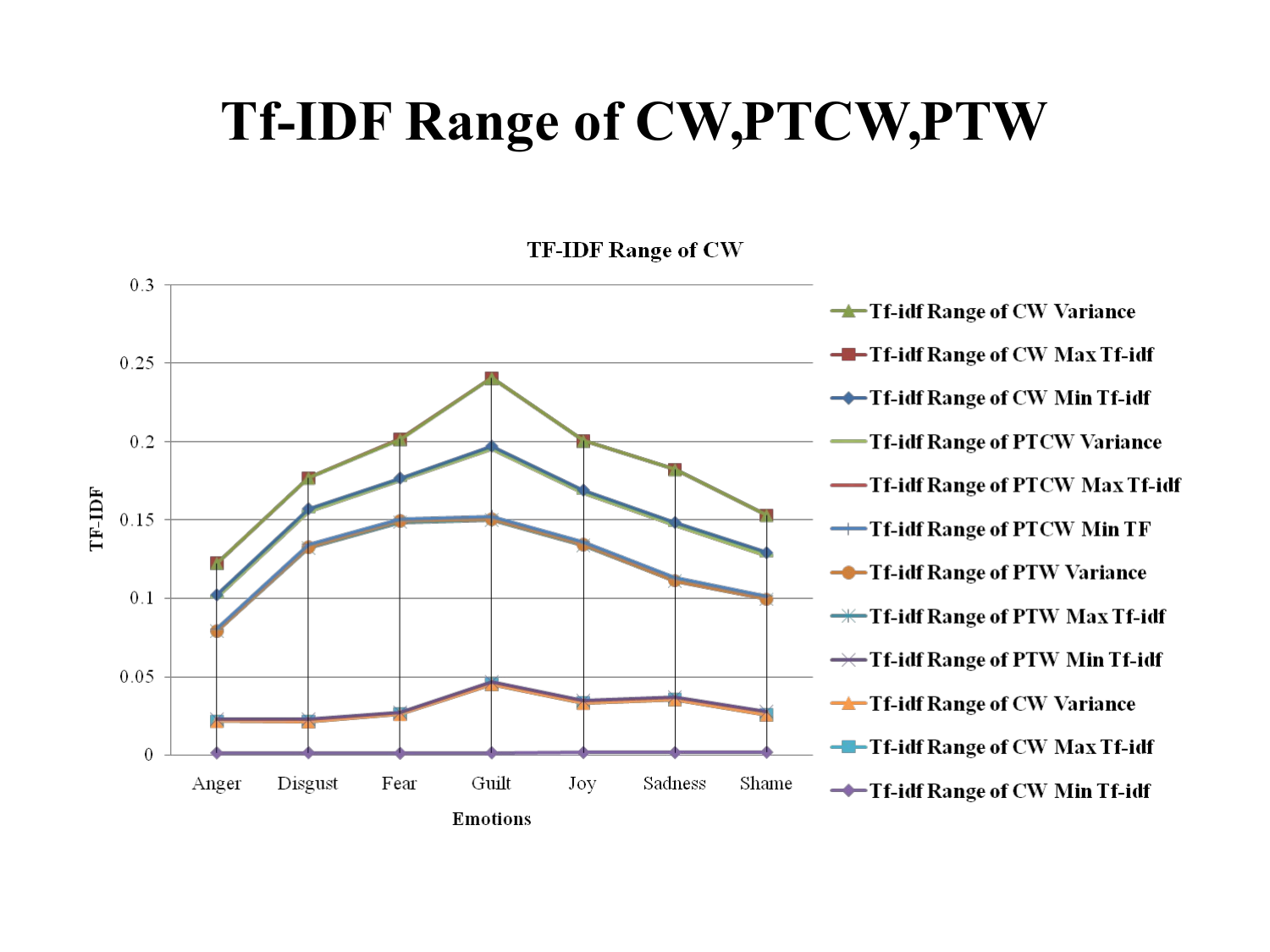# Tf-IDF Range of CW,PTCW,PTW

**TF-IDF Range of CW**

TF-IDF

0.3
0.25
0.2
0.15
0.1
0.05
0

Anger Disgust Fear Guilt Joy Sadness Shame

**Emotions**

- Tf-idf Range of CW Variance
- Tf-idf Range of CW Max Tf-idf
- Tf-idf Range of CW Min Tf-idf
- Tf-idf Range of PTCW Variance
- Tf-idf Range of PTCW Max Tf-idf
- Tf-idf Range of PTCW Min TF
- Tf-idf Range of PTW Variance
- Tf-idf Range of PTW Max Tf-idf
- Tf-idf Range of PTW Min Tf-idf
- Tf-idf Range of CW Variance
- Tf-idf Range of CW Max Tf-idf
- Tf-idf Range of CW Min Tf-idf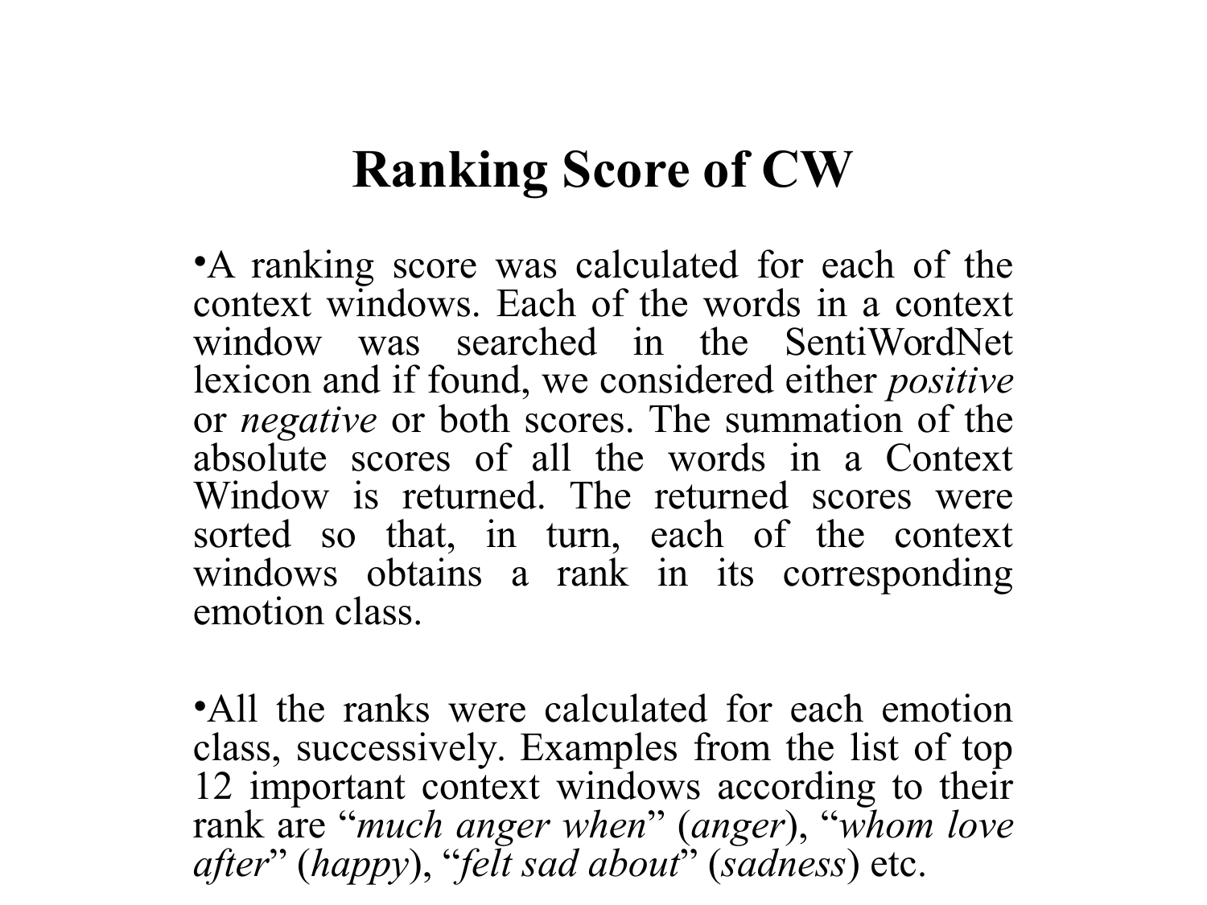# Ranking Score of CW

- A ranking score was calculated for each of the context windows. Each of the words in a context window was searched in the SentiWordNet lexicon and if found, we considered either *positive* or *negative* or both scores. The summation of the absolute scores of all the words in a Context Window is returned. The returned scores were sorted so that, in turn, each of the context windows obtains a rank in its corresponding emotion class.

- All the ranks were calculated for each emotion class, successively. Examples from the list of top 12 important context windows according to their rank are "*much anger when*" (*anger*), "*whom love after*" (*happy*), "*felt sad about*" (*sadness*) etc.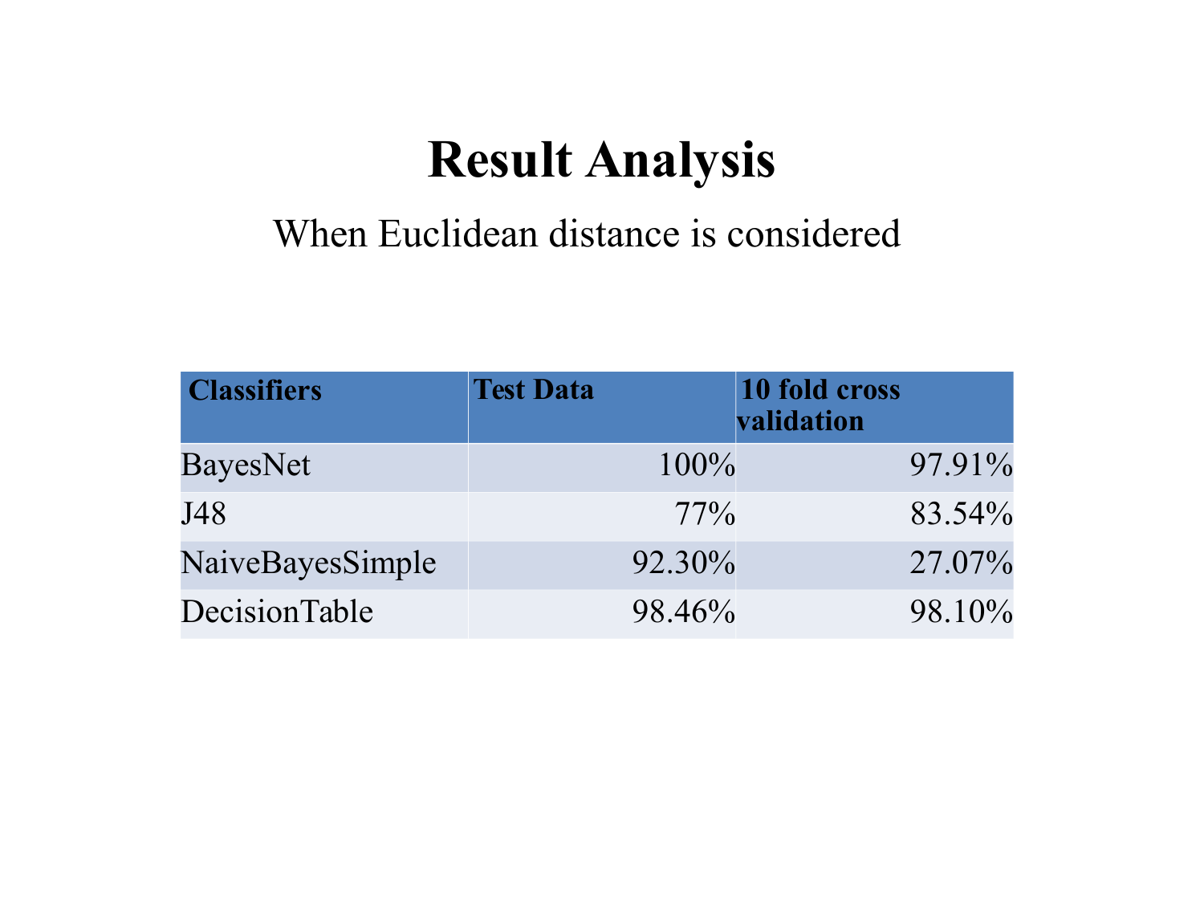# Result Analysis

When Euclidean distance is considered

| Classifiers | Test Data | 10 fold cross validation |
| --- | ---: | ---: |
| BayesNet | 100% | 97.91% |
| J48 | 77% | 83.54% |
| NaiveBayesSimple | 92.30% | 27.07% |
| DecisionTable | 98.46% | 98.10% |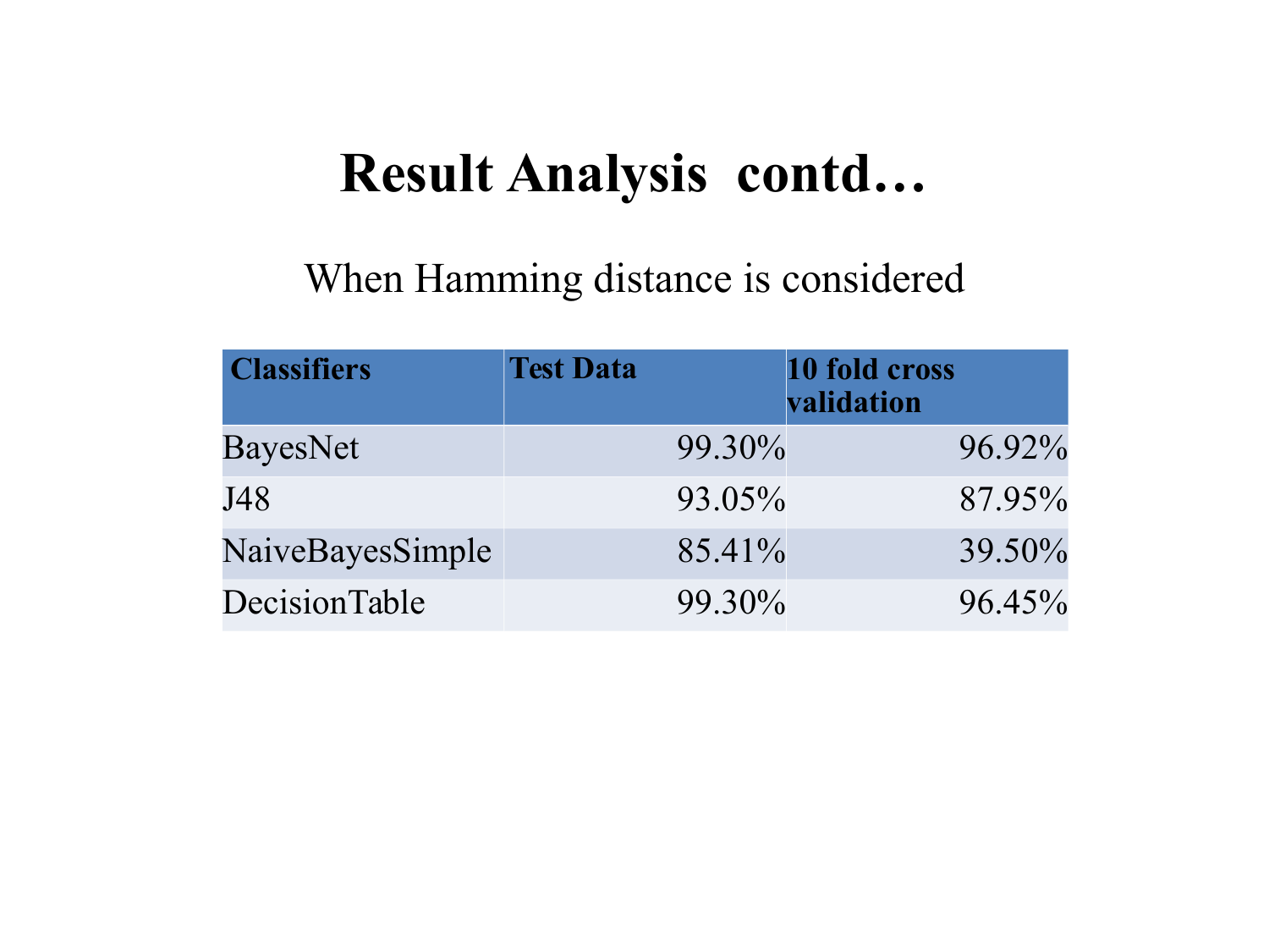# Result Analysis contd…

When Hamming distance is considered

| Classifiers | Test Data | 10 fold cross validation |
|---|---:|---:|
| BayesNet | 99.30% | 96.92% |
| J48 | 93.05% | 87.95% |
| NaiveBayesSimple | 85.41% | 39.50% |
| DecisionTable | 99.30% | 96.45% |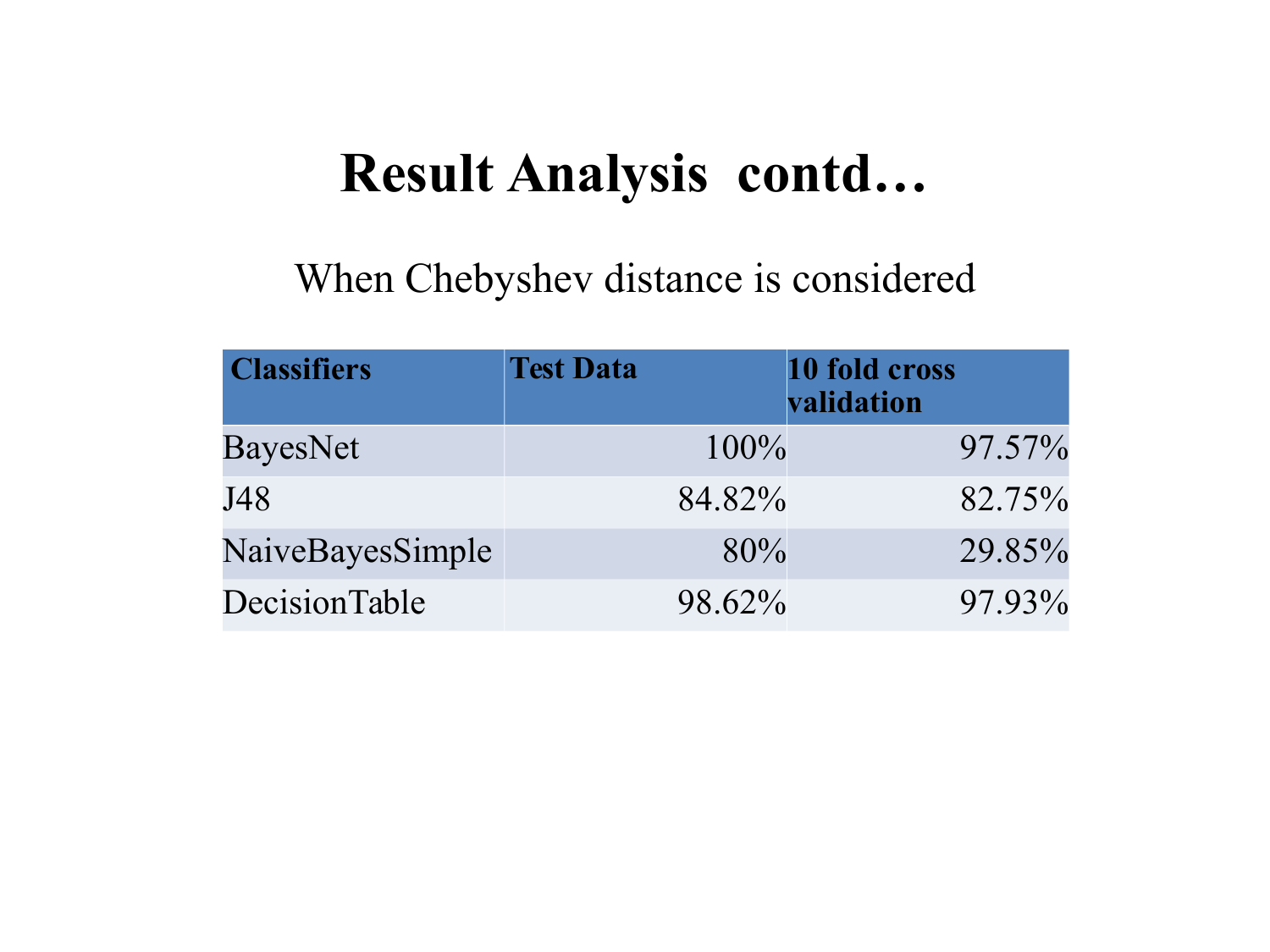# Result Analysis contd…

When Chebyshev distance is considered

| Classifiers | Test Data | 10 fold cross validation |
|---|---:|---:|
| BayesNet | 100% | 97.57% |
| J48 | 84.82% | 82.75% |
| NaiveBayesSimple | 80% | 29.85% |
| DecisionTable | 98.62% | 97.93% |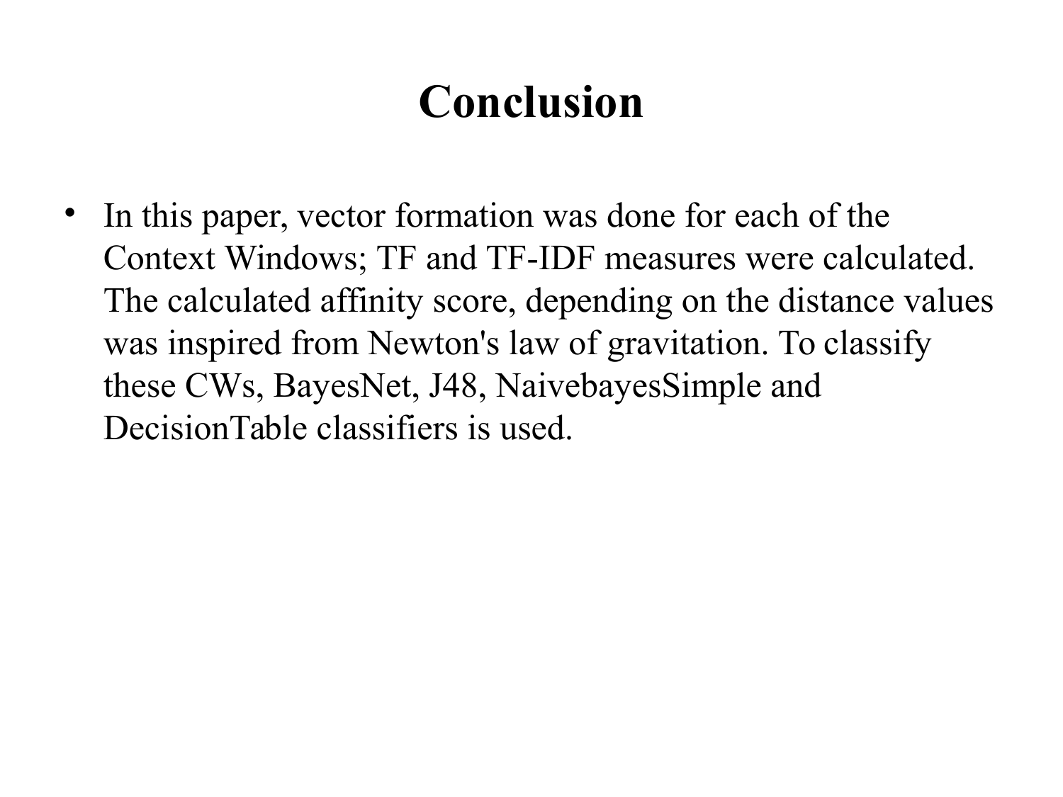# Conclusion

- In this paper, vector formation was done for each of the Context Windows; TF and TF-IDF measures were calculated. The calculated affinity score, depending on the distance values was inspired from Newton's law of gravitation. To classify these CWs, BayesNet, J48, NaivebayesSimple and DecisionTable classifiers is used.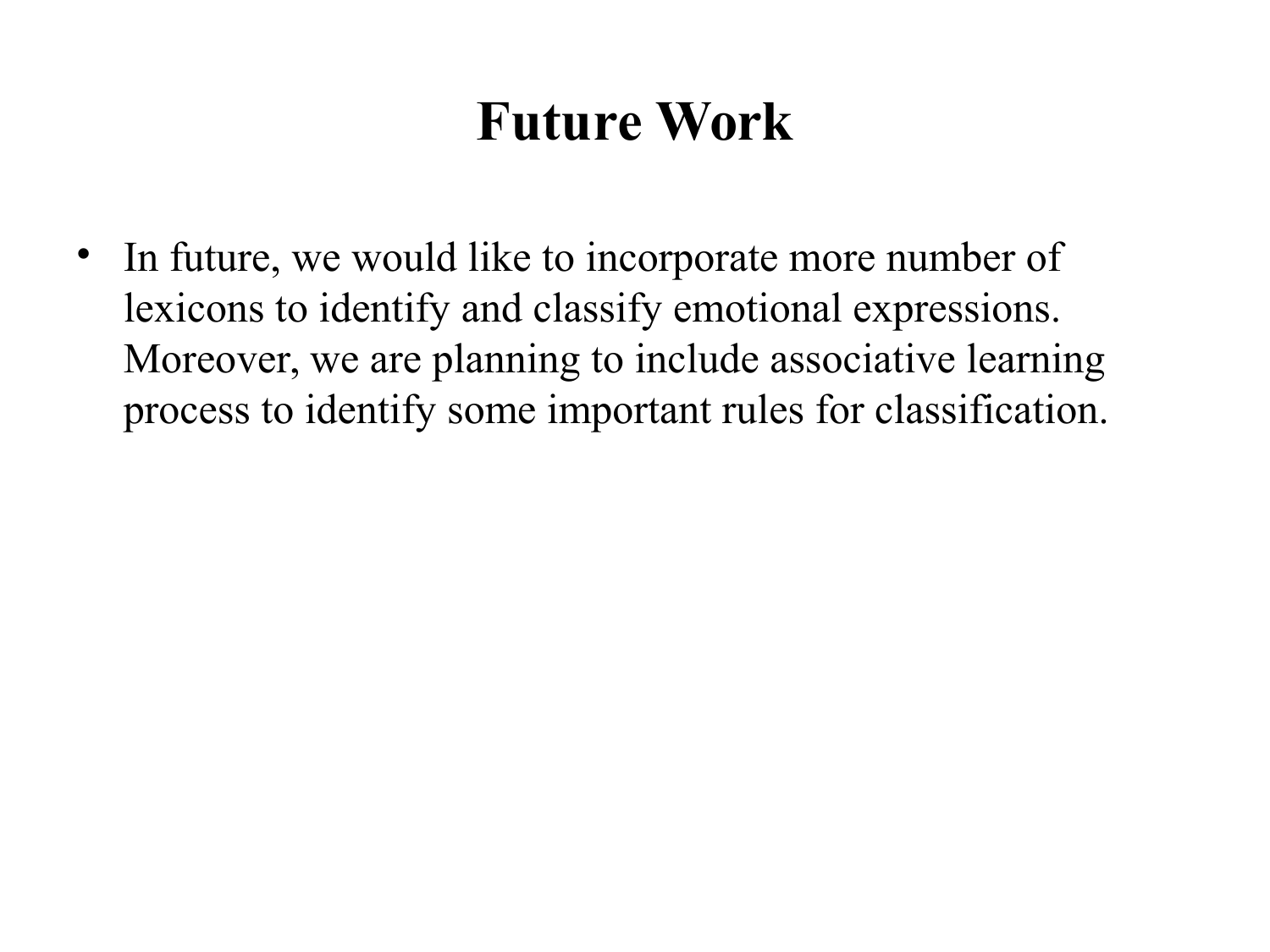# Future Work

- In future, we would like to incorporate more number of lexicons to identify and classify emotional expressions. Moreover, we are planning to include associative learning process to identify some important rules for classification.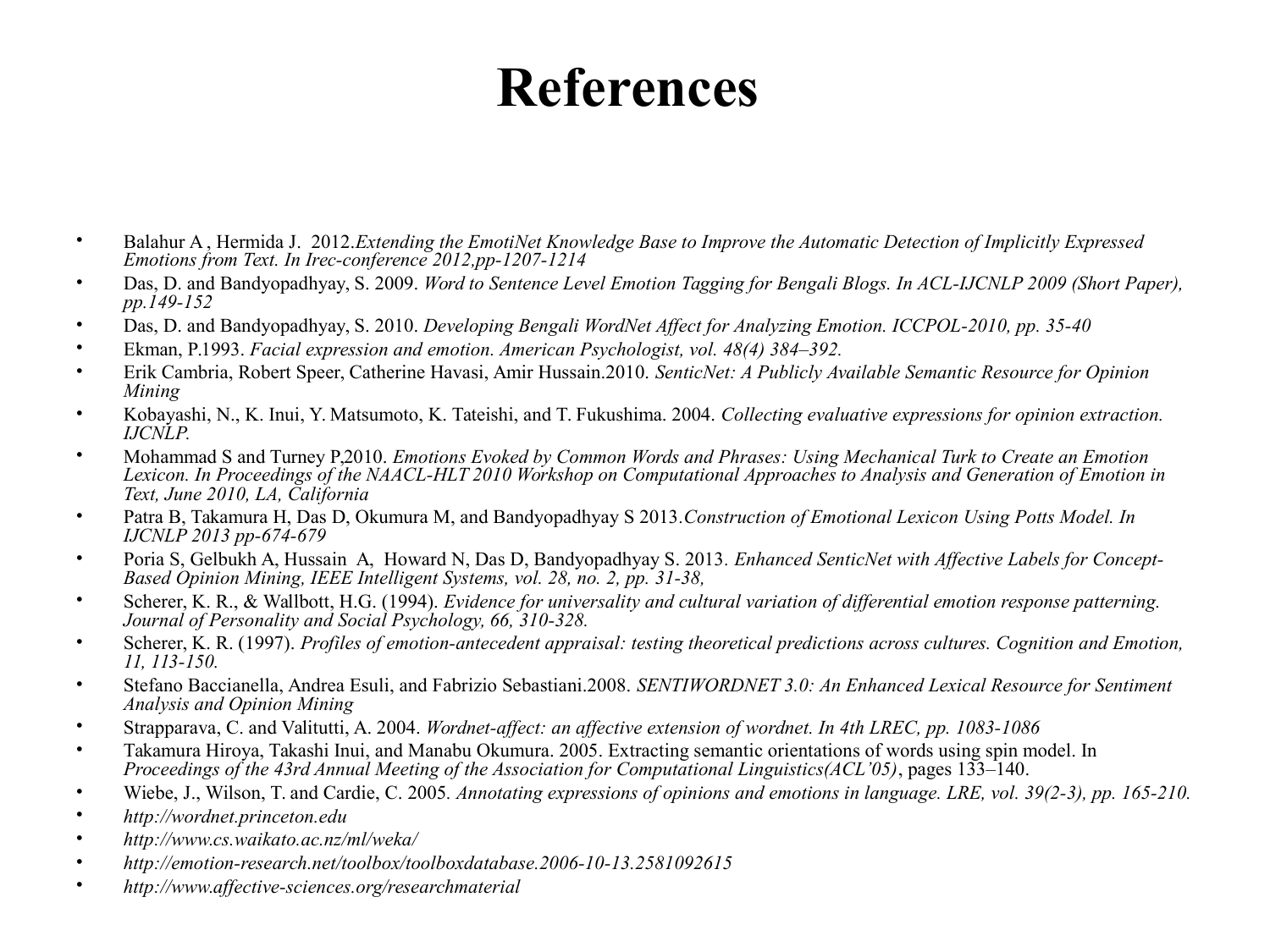# References

- Balahur A , Hermida J. 2012.*Extending the EmotiNet Knowledge Base to Improve the Automatic Detection of Implicitly Expressed Emotions from Text. In Irec-conference 2012,pp-1207-1214*
- Das, D. and Bandyopadhyay, S. 2009. *Word to Sentence Level Emotion Tagging for Bengali Blogs. In ACL-IJCNLP 2009 (Short Paper), pp.149-152*
- Das, D. and Bandyopadhyay, S. 2010. *Developing Bengali WordNet Affect for Analyzing Emotion. ICCPOL-2010, pp. 35-40*
- Ekman, P.1993. *Facial expression and emotion. American Psychologist, vol. 48(4) 384–392.*
- Erik Cambria, Robert Speer, Catherine Havasi, Amir Hussain.2010. *SenticNet: A Publicly Available Semantic Resource for Opinion Mining*
- Kobayashi, N., K. Inui, Y. Matsumoto, K. Tateishi, and T. Fukushima. 2004. *Collecting evaluative expressions for opinion extraction. IJCNLP.*
- Mohammad S and Turney P,2010. *Emotions Evoked by Common Words and Phrases: Using Mechanical Turk to Create an Emotion Lexicon. In Proceedings of the NAACL-HLT 2010 Workshop on Computational Approaches to Analysis and Generation of Emotion in Text, June 2010, LA, California*
- Patra B, Takamura H, Das D, Okumura M, and Bandyopadhyay S 2013.*Construction of Emotional Lexicon Using Potts Model. In IJCNLP 2013 pp-674-679*
- Poria S, Gelbukh A, Hussain A, Howard N, Das D, Bandyopadhyay S. 2013. *Enhanced SenticNet with Affective Labels for Concept-Based Opinion Mining, IEEE Intelligent Systems, vol. 28, no. 2, pp. 31-38,*
- Scherer, K. R., & Wallbott, H.G. (1994). *Evidence for universality and cultural variation of differential emotion response patterning. Journal of Personality and Social Psychology, 66, 310-328.*
- Scherer, K. R. (1997). *Profiles of emotion-antecedent appraisal: testing theoretical predictions across cultures. Cognition and Emotion, 11, 113-150.*
- Stefano Baccianella, Andrea Esuli, and Fabrizio Sebastiani.2008. *SENTIWORDNET 3.0: An Enhanced Lexical Resource for Sentiment Analysis and Opinion Mining*
- Strapparava, C. and Valitutti, A. 2004. *Wordnet-affect: an affective extension of wordnet. In 4th LREC, pp. 1083-1086*
- Takamura Hiroya, Takashi Inui, and Manabu Okumura. 2005. Extracting semantic orientations of words using spin model. In *Proceedings of the 43rd Annual Meeting of the Association for Computational Linguistics(ACL'05)*, pages 133–140.
- Wiebe, J., Wilson, T. and Cardie, C. 2005. *Annotating expressions of opinions and emotions in language. LRE, vol. 39(2-3), pp. 165-210.*
- *http://wordnet.princeton.edu*
- *http://www.cs.waikato.ac.nz/ml/weka/*
- *http://emotion-research.net/toolbox/toolboxdatabase.2006-10-13.2581092615*
- *http://www.affective-sciences.org/researchmaterial*